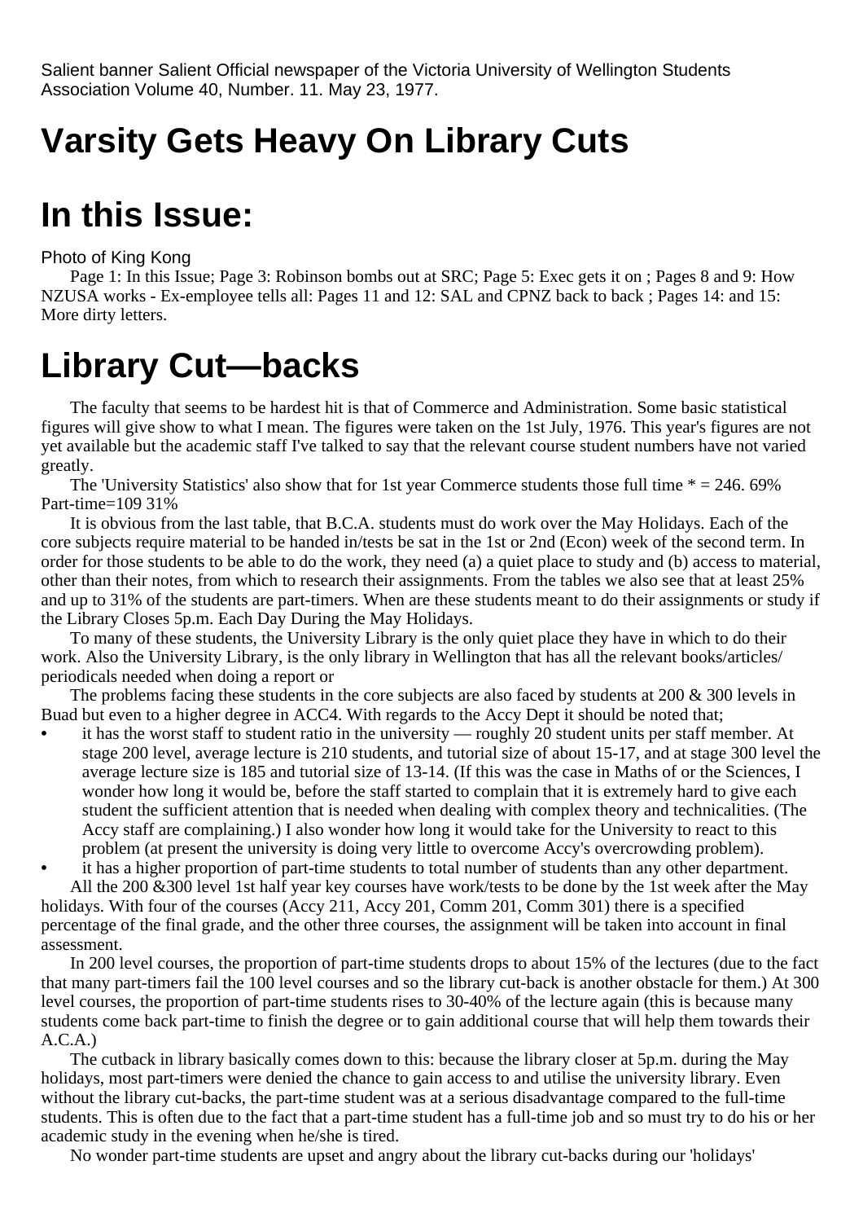Salient banner Salient Official newspaper of the Victoria University of Wellington Students Association Volume 40, Number. 11. May 23, 1977.

# Varsity Gets Heavy On Library Cuts

# In this Issue:

Photo of King Kong

Page 1: In this Issue; Page 3: Robinson bombs out at SRC; Page 5: Exec gets it on ; Pages 8 and 9: How NZUSA works - Ex-employee tells all: Pages 11 and 12: SAL and CPNZ back to back ; Pages 14: and 15: More dirty letters.

# Library Cut—backs

The faculty that seems to be hardest hit is that of Commerce and Administration. Some basic statistical figures will give show to what I mean. The figures were taken on the 1st July, 1976. This year's figures are not yet available but the academic staff I've talked to say that the relevant course student numbers have not varied greatly.

The 'University Statistics' also show that for 1st year Commerce students those full time * = 246. 69% Part-time=109 31%

It is obvious from the last table, that B.C.A. students must do work over the May Holidays. Each of the core subjects require material to be handed in/tests be sat in the 1st or 2nd (Econ) week of the second term. In order for those students to be able to do the work, they need (a) a quiet place to study and (b) access to material, other than their notes, from which to research their assignments. From the tables we also see that at least 25% and up to 31% of the students are part-timers. When are these students meant to do their assignments or study if the Library Closes 5p.m. Each Day During the May Holidays.

To many of these students, the University Library is the only quiet place they have in which to do their work. Also the University Library, is the only library in Wellington that has all the relevant books/articles/ periodicals needed when doing a report or

The problems facing these students in the core subjects are also faced by students at 200 & 300 levels in Buad but even to a higher degree in ACC4. With regards to the Accy Dept it should be noted that;

- it has the worst staff to student ratio in the university — roughly 20 student units per staff member. At stage 200 level, average lecture is 210 students, and tutorial size of about 15-17, and at stage 300 level the average lecture size is 185 and tutorial size of 13-14. (If this was the case in Maths of or the Sciences, I wonder how long it would be, before the staff started to complain that it is extremely hard to give each student the sufficient attention that is needed when dealing with complex theory and technicalities. (The Accy staff are complaining.) I also wonder how long it would take for the University to react to this problem (at present the university is doing very little to overcome Accy's overcrowding problem).
- it has a higher proportion of part-time students to total number of students than any other department.

All the 200 &300 level 1st half year key courses have work/tests to be done by the 1st week after the May holidays. With four of the courses (Accy 211, Accy 201, Comm 201, Comm 301) there is a specified percentage of the final grade, and the other three courses, the assignment will be taken into account in final assessment.

In 200 level courses, the proportion of part-time students drops to about 15% of the lectures (due to the fact that many part-timers fail the 100 level courses and so the library cut-back is another obstacle for them.) At 300 level courses, the proportion of part-time students rises to 30-40% of the lecture again (this is because many students come back part-time to finish the degree or to gain additional course that will help them towards their A.C.A.)

The cutback in library basically comes down to this: because the library closer at 5p.m. during the May holidays, most part-timers were denied the chance to gain access to and utilise the university library. Even without the library cut-backs, the part-time student was at a serious disadvantage compared to the full-time students. This is often due to the fact that a part-time student has a full-time job and so must try to do his or her academic study in the evening when he/she is tired.

No wonder part-time students are upset and angry about the library cut-backs during our 'holidays'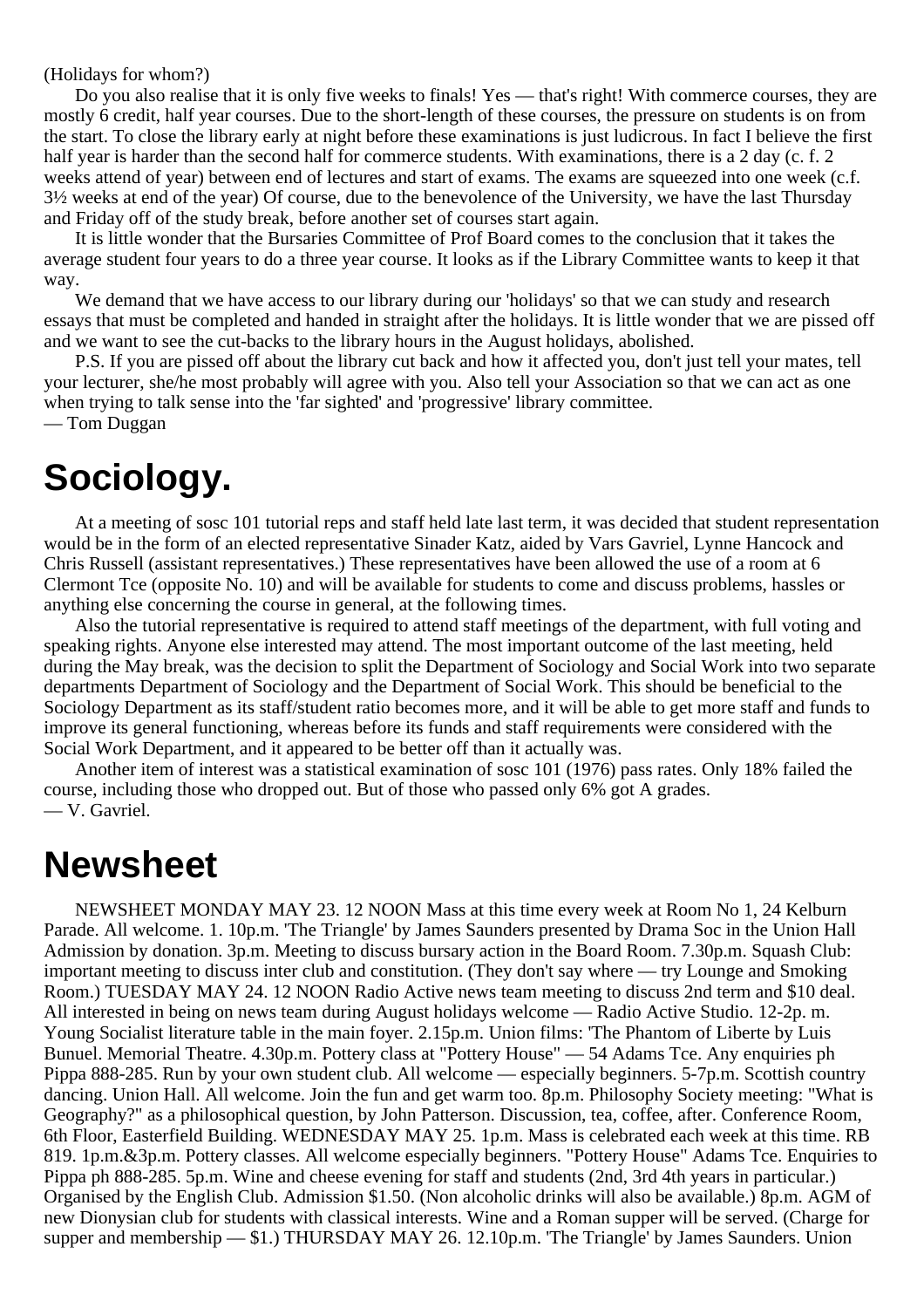(Holidays for whom?)

Do you also realise that it is only five weeks to finals! Yes — that's right! With commerce courses, they are mostly 6 credit, half year courses. Due to the short-length of these courses, the pressure on students is on from the start. To close the library early at night before these examinations is just ludicrous. In fact I believe the first half year is harder than the second half for commerce students. With examinations, there is a 2 day (c. f. 2 weeks attend of year) between end of lectures and start of exams. The exams are squeezed into one week (c.f. 3½ weeks at end of the year) Of course, due to the benevolence of the University, we have the last Thursday and Friday off of the study break, before another set of courses start again.

It is little wonder that the Bursaries Committee of Prof Board comes to the conclusion that it takes the average student four years to do a three year course. It looks as if the Library Committee wants to keep it that way.

We demand that we have access to our library during our 'holidays' so that we can study and research essays that must be completed and handed in straight after the holidays. It is little wonder that we are pissed off and we want to see the cut-backs to the library hours in the August holidays, abolished.

P.S. If you are pissed off about the library cut back and how it affected you, don't just tell your mates, tell your lecturer, she/he most probably will agree with you. Also tell your Association so that we can act as one when trying to talk sense into the 'far sighted' and 'progressive' library committee.

— Tom Duggan

# Sociology.

At a meeting of sosc 101 tutorial reps and staff held late last term, it was decided that student representation would be in the form of an elected representative Sinader Katz, aided by Vars Gavriel, Lynne Hancock and Chris Russell (assistant representatives.) These representatives have been allowed the use of a room at 6 Clermont Tce (opposite No. 10) and will be available for students to come and discuss problems, hassles or anything else concerning the course in general, at the following times.

Also the tutorial representative is required to attend staff meetings of the department, with full voting and speaking rights. Anyone else interested may attend. The most important outcome of the last meeting, held during the May break, was the decision to split the Department of Sociology and Social Work into two separate departments Department of Sociology and the Department of Social Work. This should be beneficial to the Sociology Department as its staff/student ratio becomes more, and it will be able to get more staff and funds to improve its general functioning, whereas before its funds and staff requirements were considered with the Social Work Department, and it appeared to be better off than it actually was.

Another item of interest was a statistical examination of sosc 101 (1976) pass rates. Only 18% failed the course, including those who dropped out. But of those who passed only 6% got A grades.

— V. Gavriel.

# Newsheet

NEWSHEET MONDAY MAY 23. 12 NOON Mass at this time every week at Room No 1, 24 Kelburn Parade. All welcome. 1. 10p.m. 'The Triangle' by James Saunders presented by Drama Soc in the Union Hall Admission by donation. 3p.m. Meeting to discuss bursary action in the Board Room. 7.30p.m. Squash Club: important meeting to discuss inter club and constitution. (They don't say where — try Lounge and Smoking Room.) TUESDAY MAY 24. 12 NOON Radio Active news team meeting to discuss 2nd term and $10 deal. All interested in being on news team during August holidays welcome — Radio Active Studio. 12-2p. m. Young Socialist literature table in the main foyer. 2.15p.m. Union films: 'The Phantom of Liberte by Luis Bunuel. Memorial Theatre. 4.30p.m. Pottery class at "Pottery House" — 54 Adams Tce. Any enquiries ph Pippa 888-285. Run by your own student club. All welcome — especially beginners. 5-7p.m. Scottish country dancing. Union Hall. All welcome. Join the fun and get warm too. 8p.m. Philosophy Society meeting: "What is Geography?" as a philosophical question, by John Patterson. Discussion, tea, coffee, after. Conference Room, 6th Floor, Easterfield Building. WEDNESDAY MAY 25. 1p.m. Mass is celebrated each week at this time. RB 819. 1p.m.&3p.m. Pottery classes. All welcome especially beginners. "Pottery House" Adams Tce. Enquiries to Pippa ph 888-285. 5p.m. Wine and cheese evening for staff and students (2nd, 3rd 4th years in particular.) Organised by the English Club. Admission $1.50. (Non alcoholic drinks will also be available.) 8p.m. AGM of new Dionysian club for students with classical interests. Wine and a Roman supper will be served. (Charge for supper and membership — $1.) THURSDAY MAY 26. 12.10p.m. 'The Triangle' by James Saunders. Union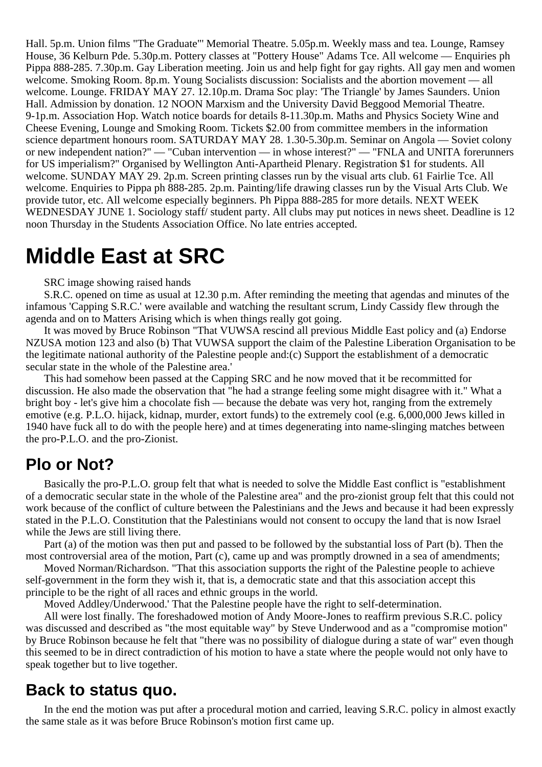Hall. 5p.m. Union films "The Graduate"' Memorial Theatre. 5.05p.m. Weekly mass and tea. Lounge, Ramsey House, 36 Kelburn Pde. 5.30p.m. Pottery classes at "Pottery House" Adams Tce. All welcome — Enquiries ph Pippa 888-285. 7.30p.m. Gay Liberation meeting. Join us and help fight for gay rights. All gay men and women welcome. Smoking Room. 8p.m. Young Socialists discussion: Socialists and the abortion movement — all welcome. Lounge. FRIDAY MAY 27. 12.10p.m. Drama Soc play: 'The Triangle' by James Saunders. Union Hall. Admission by donation. 12 NOON Marxism and the University David Beggood Memorial Theatre. 9-1p.m. Association Hop. Watch notice boards for details 8-11.30p.m. Maths and Physics Society Wine and Cheese Evening, Lounge and Smoking Room. Tickets $2.00 from committee members in the information science department honours room. SATURDAY MAY 28. 1.30-5.30p.m. Seminar on Angola — Soviet colony or new independent nation?" — "Cuban intervention — in whose interest?" — "FNLA and UNITA forerunners for US imperialism?" Organised by Wellington Anti-Apartheid Plenary. Registration $1 for students. All welcome. SUNDAY MAY 29. 2p.m. Screen printing classes run by the visual arts club. 61 Fairlie Tce. All welcome. Enquiries to Pippa ph 888-285. 2p.m. Painting/life drawing classes run by the Visual Arts Club. We provide tutor, etc. All welcome especially beginners. Ph Pippa 888-285 for more details. NEXT WEEK WEDNESDAY JUNE 1. Sociology staff/ student party. All clubs may put notices in news sheet. Deadline is 12 noon Thursday in the Students Association Office. No late entries accepted.

# Middle East at SRC

SRC image showing raised hands

S.R.C. opened on time as usual at 12.30 p.m. After reminding the meeting that agendas and minutes of the infamous 'Capping S.R.C.' were available and watching the resultant scrum, Lindy Cassidy flew through the agenda and on to Matters Arising which is when things really got going.

It was moved by Bruce Robinson "That VUWSA rescind all previous Middle East policy and (a) Endorse NZUSA motion 123 and also (b) That VUWSA support the claim of the Palestine Liberation Organisation to be the legitimate national authority of the Palestine people and:(c) Support the establishment of a democratic secular state in the whole of the Palestine area.'

This had somehow been passed at the Capping SRC and he now moved that it be recommitted for discussion. He also made the observation that "he had a strange feeling some might disagree with it." What a bright boy - let's give him a chocolate fish — because the debate was very hot, ranging from the extremely emotive (e.g. P.L.O. hijack, kidnap, murder, extort funds) to the extremely cool (e.g. 6,000,000 Jews killed in 1940 have fuck all to do with the people here) and at times degenerating into name-slinging matches between the pro-P.L.O. and the pro-Zionist.

## Plo or Not?

Basically the pro-P.L.O. group felt that what is needed to solve the Middle East conflict is "establishment of a democratic secular state in the whole of the Palestine area" and the pro-zionist group felt that this could not work because of the conflict of culture between the Palestinians and the Jews and because it had been expressly stated in the P.L.O. Constitution that the Palestinians would not consent to occupy the land that is now Israel while the Jews are still living there.

Part (a) of the motion was then put and passed to be followed by the substantial loss of Part (b). Then the most controversial area of the motion, Part (c), came up and was promptly drowned in a sea of amendments;

Moved Norman/Richardson. "That this association supports the right of the Palestine people to achieve self-government in the form they wish it, that is, a democratic state and that this association accept this principle to be the right of all races and ethnic groups in the world.

Moved Addley/Underwood.' That the Palestine people have the right to self-determination.

All were lost finally. The foreshadowed motion of Andy Moore-Jones to reaffirm previous S.R.C. policy was discussed and described as "the most equitable way" by Steve Underwood and as a "compromise motion" by Bruce Robinson because he felt that "there was no possibility of dialogue during a state of war" even though this seemed to be in direct contradiction of his motion to have a state where the people would not only have to speak together but to live together.

## Back to status quo.

In the end the motion was put after a procedural motion and carried, leaving S.R.C. policy in almost exactly the same stale as it was before Bruce Robinson's motion first came up.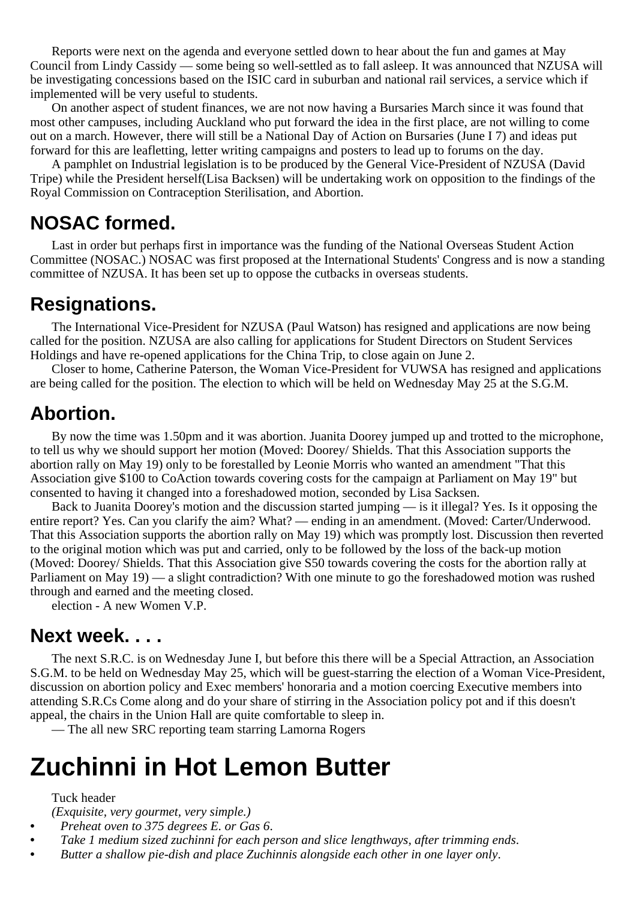Reports were next on the agenda and everyone settled down to hear about the fun and games at May Council from Lindy Cassidy — some being so well-settled as to fall asleep. It was announced that NZUSA will be investigating concessions based on the ISIC card in suburban and national rail services, a service which if implemented will be very useful to students.

On another aspect of student finances, we are not now having a Bursaries March since it was found that most other campuses, including Auckland who put forward the idea in the first place, are not willing to come out on a march. However, there will still be a National Day of Action on Bursaries (June I 7) and ideas put forward for this are leafletting, letter writing campaigns and posters to lead up to forums on the day.

A pamphlet on Industrial legislation is to be produced by the General Vice-President of NZUSA (David Tripe) while the President herself(Lisa Backsen) will be undertaking work on opposition to the findings of the Royal Commission on Contraception Sterilisation, and Abortion.

## NOSAC formed.

Last in order but perhaps first in importance was the funding of the National Overseas Student Action Committee (NOSAC.) NOSAC was first proposed at the International Students' Congress and is now a standing committee of NZUSA. It has been set up to oppose the cutbacks in overseas students.

## Resignations.

The International Vice-President for NZUSA (Paul Watson) has resigned and applications are now being called for the position. NZUSA are also calling for applications for Student Directors on Student Services Holdings and have re-opened applications for the China Trip, to close again on June 2.

Closer to home, Catherine Paterson, the Woman Vice-President for VUWSA has resigned and applications are being called for the position. The election to which will be held on Wednesday May 25 at the S.G.M.

## Abortion.

By now the time was 1.50pm and it was abortion. Juanita Doorey jumped up and trotted to the microphone, to tell us why we should support her motion (Moved: Doorey/ Shields. That this Association supports the abortion rally on May 19) only to be forestalled by Leonie Morris who wanted an amendment "That this Association give $100 to CoAction towards covering costs for the campaign at Parliament on May 19" but consented to having it changed into a foreshadowed motion, seconded by Lisa Sacksen.

Back to Juanita Doorey's motion and the discussion started jumping — is it illegal? Yes. Is it opposing the entire report? Yes. Can you clarify the aim? What? — ending in an amendment. (Moved: Carter/Underwood. That this Association supports the abortion rally on May 19) which was promptly lost. Discussion then reverted to the original motion which was put and carried, only to be followed by the loss of the back-up motion (Moved: Doorey/ Shields. That this Association give S50 towards covering the costs for the abortion rally at Parliament on May 19) — a slight contradiction? With one minute to go the foreshadowed motion was rushed through and earned and the meeting closed.

election - A new Women V.P.

## Next week. . . .

The next S.R.C. is on Wednesday June I, but before this there will be a Special Attraction, an Association S.G.M. to be held on Wednesday May 25, which will be guest-starring the election of a Woman Vice-President, discussion on abortion policy and Exec members' honoraria and a motion coercing Executive members into attending S.R.Cs Come along and do your share of stirring in the Association policy pot and if this doesn't appeal, the chairs in the Union Hall are quite comfortable to sleep in.

— The all new SRC reporting team starring Lamorna Rogers

# Zuchinni in Hot Lemon Butter

Tuck header

*(Exquisite, very gourmet, very simple.)*

- *Preheat oven to 375 degrees E. or Gas 6.*
- *Take 1 medium sized zuchinni for each person and slice lengthways, after trimming ends.*
- *Butter a shallow pie-dish and place Zuchinnis alongside each other in one layer only.*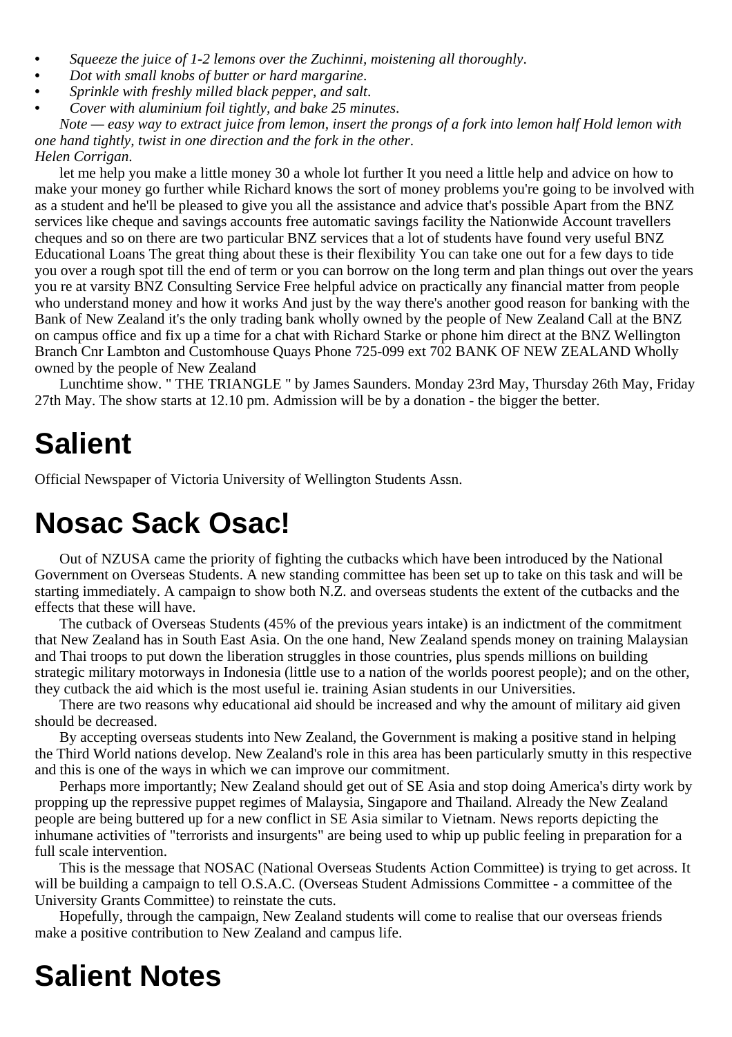- *Squeeze the juice of 1-2 lemons over the Zuchinni, moistening all thoroughly*.
- *Dot with small knobs of butter or hard margarine*.
- *Sprinkle with freshly milled black pepper, and salt*.
- *Cover with aluminium foil tightly, and bake 25 minutes*.

*Note — easy way to extract juice from lemon, insert the prongs of a fork into lemon half Hold lemon with one hand tightly, twist in one direction and the fork in the other*.

*Helen Corrigan*.

let me help you make a little money 30 a whole lot further It you need a little help and advice on how to make your money go further while Richard knows the sort of money problems you're going to be involved with as a student and he'll be pleased to give you all the assistance and advice that's possible Apart from the BNZ services like cheque and savings accounts free automatic savings facility the Nationwide Account travellers cheques and so on there are two particular BNZ services that a lot of students have found very useful BNZ Educational Loans The great thing about these is their flexibility You can take one out for a few days to tide you over a rough spot till the end of term or you can borrow on the long term and plan things out over the years you re at varsity BNZ Consulting Service Free helpful advice on practically any financial matter from people who understand money and how it works And just by the way there's another good reason for banking with the Bank of New Zealand it's the only trading bank wholly owned by the people of New Zealand Call at the BNZ on campus office and fix up a time for a chat with Richard Starke or phone him direct at the BNZ Wellington Branch Cnr Lambton and Customhouse Quays Phone 725-099 ext 702 BANK OF NEW ZEALAND Wholly owned by the people of New Zealand

Lunchtime show. " THE TRIANGLE " by James Saunders. Monday 23rd May, Thursday 26th May, Friday 27th May. The show starts at 12.10 pm. Admission will be by a donation - the bigger the better.

# Salient

Official Newspaper of Victoria University of Wellington Students Assn.

# Nosac Sack Osac!

Out of NZUSA came the priority of fighting the cutbacks which have been introduced by the National Government on Overseas Students. A new standing committee has been set up to take on this task and will be starting immediately. A campaign to show both N.Z. and overseas students the extent of the cutbacks and the effects that these will have.

The cutback of Overseas Students (45% of the previous years intake) is an indictment of the commitment that New Zealand has in South East Asia. On the one hand, New Zealand spends money on training Malaysian and Thai troops to put down the liberation struggles in those countries, plus spends millions on building strategic military motorways in Indonesia (little use to a nation of the worlds poorest people); and on the other, they cutback the aid which is the most useful ie. training Asian students in our Universities.

There are two reasons why educational aid should be increased and why the amount of military aid given should be decreased.

By accepting overseas students into New Zealand, the Government is making a positive stand in helping the Third World nations develop. New Zealand's role in this area has been particularly smutty in this respective and this is one of the ways in which we can improve our commitment.

Perhaps more importantly; New Zealand should get out of SE Asia and stop doing America's dirty work by propping up the repressive puppet regimes of Malaysia, Singapore and Thailand. Already the New Zealand people are being buttered up for a new conflict in SE Asia similar to Vietnam. News reports depicting the inhumane activities of "terrorists and insurgents" are being used to whip up public feeling in preparation for a full scale intervention.

This is the message that NOSAC (National Overseas Students Action Committee) is trying to get across. It will be building a campaign to tell O.S.A.C. (Overseas Student Admissions Committee - a committee of the University Grants Committee) to reinstate the cuts.

Hopefully, through the campaign, New Zealand students will come to realise that our overseas friends make a positive contribution to New Zealand and campus life.

# Salient Notes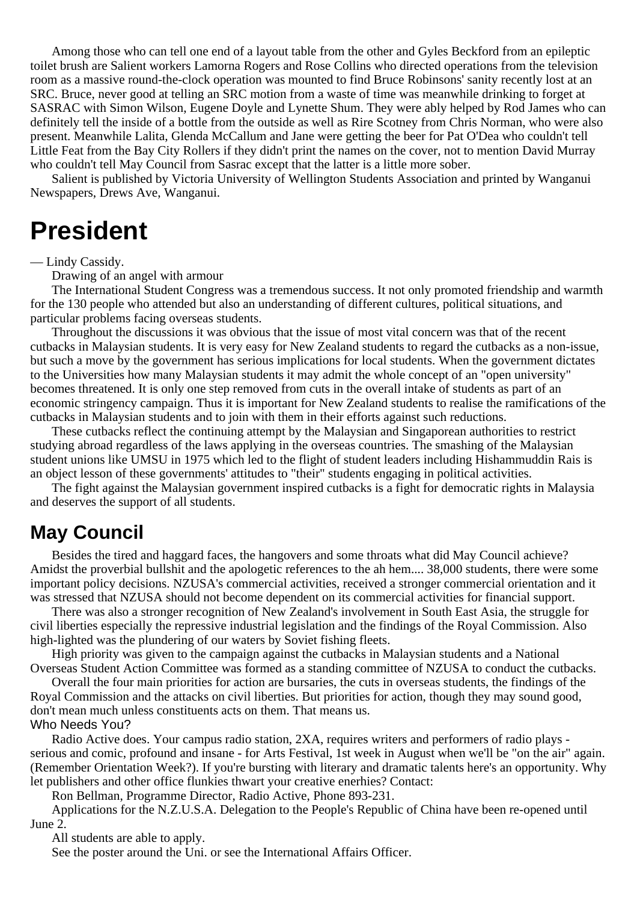Among those who can tell one end of a layout table from the other and Gyles Beckford from an epileptic toilet brush are Salient workers Lamorna Rogers and Rose Collins who directed operations from the television room as a massive round-the-clock operation was mounted to find Bruce Robinsons' sanity recently lost at an SRC. Bruce, never good at telling an SRC motion from a waste of time was meanwhile drinking to forget at SASRAC with Simon Wilson, Eugene Doyle and Lynette Shum. They were ably helped by Rod James who can definitely tell the inside of a bottle from the outside as well as Rire Scotney from Chris Norman, who were also present. Meanwhile Lalita, Glenda McCallum and Jane were getting the beer for Pat O'Dea who couldn't tell Little Feat from the Bay City Rollers if they didn't print the names on the cover, not to mention David Murray who couldn't tell May Council from Sasrac except that the latter is a little more sober.

Salient is published by Victoria University of Wellington Students Association and printed by Wanganui Newspapers, Drews Ave, Wanganui.

# President

— Lindy Cassidy.

Drawing of an angel with armour

The International Student Congress was a tremendous success. It not only promoted friendship and warmth for the 130 people who attended but also an understanding of different cultures, political situations, and particular problems facing overseas students.

Throughout the discussions it was obvious that the issue of most vital concern was that of the recent cutbacks in Malaysian students. It is very easy for New Zealand students to regard the cutbacks as a non-issue, but such a move by the government has serious implications for local students. When the government dictates to the Universities how many Malaysian students it may admit the whole concept of an "open university" becomes threatened. It is only one step removed from cuts in the overall intake of students as part of an economic stringency campaign. Thus it is important for New Zealand students to realise the ramifications of the cutbacks in Malaysian students and to join with them in their efforts against such reductions.

These cutbacks reflect the continuing attempt by the Malaysian and Singaporean authorities to restrict studying abroad regardless of the laws applying in the overseas countries. The smashing of the Malaysian student unions like UMSU in 1975 which led to the flight of student leaders including Hishammuddin Rais is an object lesson of these governments' attitudes to "their" students engaging in political activities.

The fight against the Malaysian government inspired cutbacks is a fight for democratic rights in Malaysia and deserves the support of all students.

## May Council

Besides the tired and haggard faces, the hangovers and some throats what did May Council achieve? Amidst the proverbial bullshit and the apologetic references to the ah hem.... 38,000 students, there were some important policy decisions. NZUSA's commercial activities, received a stronger commercial orientation and it was stressed that NZUSA should not become dependent on its commercial activities for financial support.

There was also a stronger recognition of New Zealand's involvement in South East Asia, the struggle for civil liberties especially the repressive industrial legislation and the findings of the Royal Commission. Also high-lighted was the plundering of our waters by Soviet fishing fleets.

High priority was given to the campaign against the cutbacks in Malaysian students and a National Overseas Student Action Committee was formed as a standing committee of NZUSA to conduct the cutbacks.

Overall the four main priorities for action are bursaries, the cuts in overseas students, the findings of the Royal Commission and the attacks on civil liberties. But priorities for action, though they may sound good, don't mean much unless constituents acts on them. That means us.

### Who Needs You?

Radio Active does. Your campus radio station, 2XA, requires writers and performers of radio plays - serious and comic, profound and insane - for Arts Festival, 1st week in August when we'll be "on the air" again. (Remember Orientation Week?). If you're bursting with literary and dramatic talents here's an opportunity. Why let publishers and other office flunkies thwart your creative enerhies? Contact:

Ron Bellman, Programme Director, Radio Active, Phone 893-231.

Applications for the N.Z.U.S.A. Delegation to the People's Republic of China have been re-opened until June 2.

All students are able to apply.

See the poster around the Uni. or see the International Affairs Officer.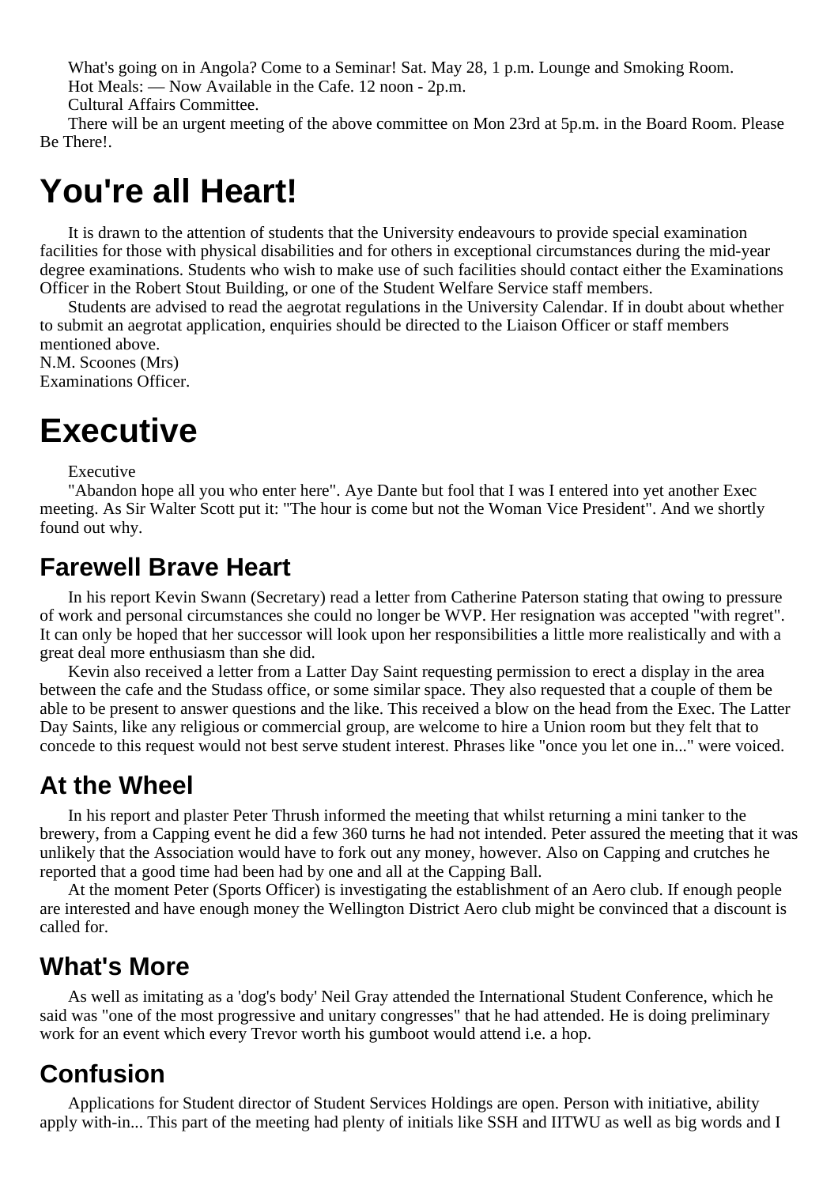What's going on in Angola? Come to a Seminar! Sat. May 28, 1 p.m. Lounge and Smoking Room.

Hot Meals: — Now Available in the Cafe. 12 noon - 2p.m.

Cultural Affairs Committee.

There will be an urgent meeting of the above committee on Mon 23rd at 5p.m. in the Board Room. Please Be There!.

# You're all Heart!

It is drawn to the attention of students that the University endeavours to provide special examination facilities for those with physical disabilities and for others in exceptional circumstances during the mid-year degree examinations. Students who wish to make use of such facilities should contact either the Examinations Officer in the Robert Stout Building, or one of the Student Welfare Service staff members.

Students are advised to read the aegrotat regulations in the University Calendar. If in doubt about whether to submit an aegrotat application, enquiries should be directed to the Liaison Officer or staff members mentioned above.

N.M. Scoones (Mrs)
Examinations Officer.

# Executive

Executive

"Abandon hope all you who enter here". Aye Dante but fool that I was I entered into yet another Exec meeting. As Sir Walter Scott put it: "The hour is come but not the Woman Vice President". And we shortly found out why.

## Farewell Brave Heart

In his report Kevin Swann (Secretary) read a letter from Catherine Paterson stating that owing to pressure of work and personal circumstances she could no longer be WVP. Her resignation was accepted "with regret". It can only be hoped that her successor will look upon her responsibilities a little more realistically and with a great deal more enthusiasm than she did.

Kevin also received a letter from a Latter Day Saint requesting permission to erect a display in the area between the cafe and the Studass office, or some similar space. They also requested that a couple of them be able to be present to answer questions and the like. This received a blow on the head from the Exec. The Latter Day Saints, like any religious or commercial group, are welcome to hire a Union room but they felt that to concede to this request would not best serve student interest. Phrases like "once you let one in..." were voiced.

## At the Wheel

In his report and plaster Peter Thrush informed the meeting that whilst returning a mini tanker to the brewery, from a Capping event he did a few 360 turns he had not intended. Peter assured the meeting that it was unlikely that the Association would have to fork out any money, however. Also on Capping and crutches he reported that a good time had been had by one and all at the Capping Ball.

At the moment Peter (Sports Officer) is investigating the establishment of an Aero club. If enough people are interested and have enough money the Wellington District Aero club might be convinced that a discount is called for.

## What's More

As well as imitating as a 'dog's body' Neil Gray attended the International Student Conference, which he said was "one of the most progressive and unitary congresses" that he had attended. He is doing preliminary work for an event which every Trevor worth his gumboot would attend i.e. a hop.

## Confusion

Applications for Student director of Student Services Holdings are open. Person with initiative, ability apply with-in... This part of the meeting had plenty of initials like SSH and IITWU as well as big words and I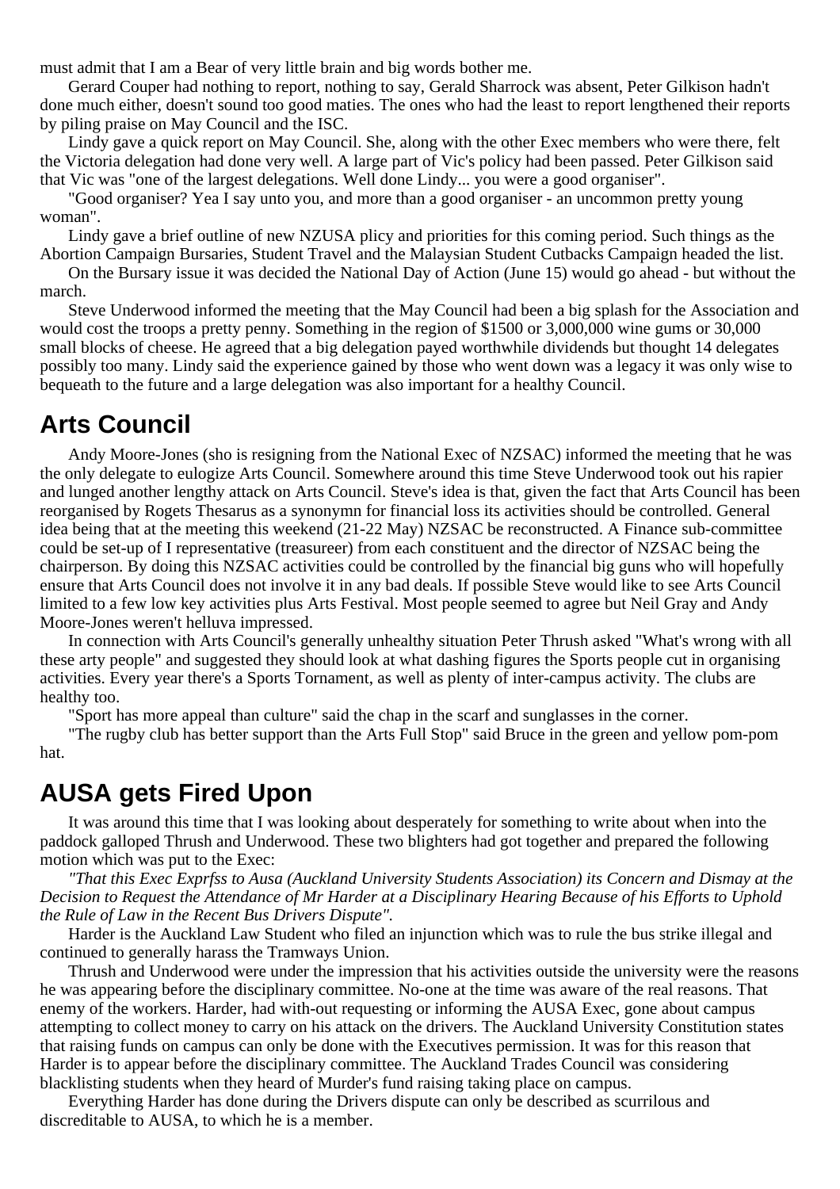must admit that I am a Bear of very little brain and big words bother me.

Gerard Couper had nothing to report, nothing to say, Gerald Sharrock was absent, Peter Gilkison hadn't done much either, doesn't sound too good maties. The ones who had the least to report lengthened their reports by piling praise on May Council and the ISC.

Lindy gave a quick report on May Council. She, along with the other Exec members who were there, felt the Victoria delegation had done very well. A large part of Vic's policy had been passed. Peter Gilkison said that Vic was "one of the largest delegations. Well done Lindy... you were a good organiser".

"Good organiser? Yea I say unto you, and more than a good organiser - an uncommon pretty young woman".

Lindy gave a brief outline of new NZUSA plicy and priorities for this coming period. Such things as the Abortion Campaign Bursaries, Student Travel and the Malaysian Student Cutbacks Campaign headed the list.

On the Bursary issue it was decided the National Day of Action (June 15) would go ahead - but without the march.

Steve Underwood informed the meeting that the May Council had been a big splash for the Association and would cost the troops a pretty penny. Something in the region of $1500 or 3,000,000 wine gums or 30,000 small blocks of cheese. He agreed that a big delegation payed worthwhile dividends but thought 14 delegates possibly too many. Lindy said the experience gained by those who went down was a legacy it was only wise to bequeath to the future and a large delegation was also important for a healthy Council.

## Arts Council

Andy Moore-Jones (sho is resigning from the National Exec of NZSAC) informed the meeting that he was the only delegate to eulogize Arts Council. Somewhere around this time Steve Underwood took out his rapier and lunged another lengthy attack on Arts Council. Steve's idea is that, given the fact that Arts Council has been reorganised by Rogets Thesarus as a synonymn for financial loss its activities should be controlled. General idea being that at the meeting this weekend (21-22 May) NZSAC be reconstructed. A Finance sub-committee could be set-up of I representative (treasureer) from each constituent and the director of NZSAC being the chairperson. By doing this NZSAC activities could be controlled by the financial big guns who will hopefully ensure that Arts Council does not involve it in any bad deals. If possible Steve would like to see Arts Council limited to a few low key activities plus Arts Festival. Most people seemed to agree but Neil Gray and Andy Moore-Jones weren't helluva impressed.

In connection with Arts Council's generally unhealthy situation Peter Thrush asked "What's wrong with all these arty people" and suggested they should look at what dashing figures the Sports people cut in organising activities. Every year there's a Sports Tornament, as well as plenty of inter-campus activity. The clubs are healthy too.

"Sport has more appeal than culture" said the chap in the scarf and sunglasses in the corner.

"The rugby club has better support than the Arts Full Stop" said Bruce in the green and yellow pom-pom hat.

## AUSA gets Fired Upon

It was around this time that I was looking about desperately for something to write about when into the paddock galloped Thrush and Underwood. These two blighters had got together and prepared the following motion which was put to the Exec:

*"That this Exec Exprfss to Ausa (Auckland University Students Association) its Concern and Dismay at the Decision to Request the Attendance of Mr Harder at a Disciplinary Hearing Because of his Efforts to Uphold the Rule of Law in the Recent Bus Drivers Dispute".*

Harder is the Auckland Law Student who filed an injunction which was to rule the bus strike illegal and continued to generally harass the Tramways Union.

Thrush and Underwood were under the impression that his activities outside the university were the reasons he was appearing before the disciplinary committee. No-one at the time was aware of the real reasons. That enemy of the workers. Harder, had with-out requesting or informing the AUSA Exec, gone about campus attempting to collect money to carry on his attack on the drivers. The Auckland University Constitution states that raising funds on campus can only be done with the Executives permission. It was for this reason that Harder is to appear before the disciplinary committee. The Auckland Trades Council was considering blacklisting students when they heard of Murder's fund raising taking place on campus.

Everything Harder has done during the Drivers dispute can only be described as scurrilous and discreditable to AUSA, to which he is a member.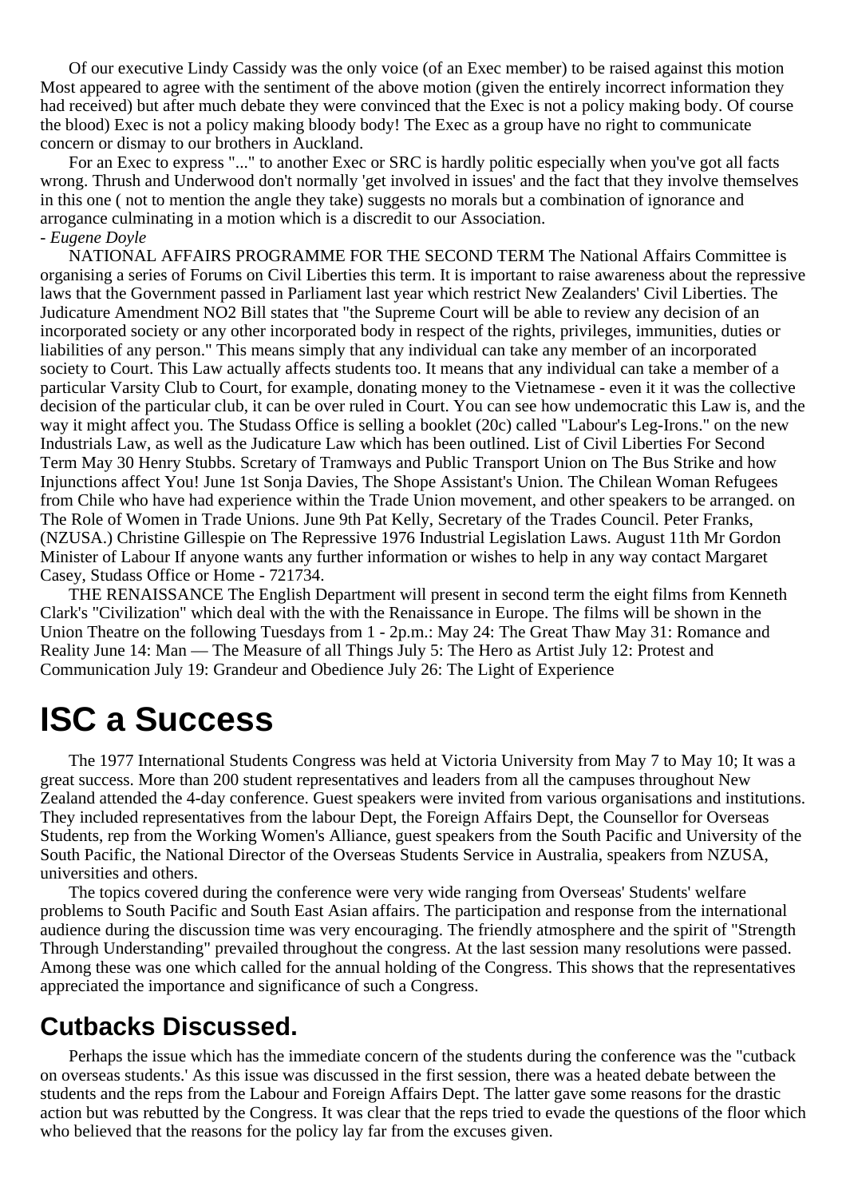Of our executive Lindy Cassidy was the only voice (of an Exec member) to be raised against this motion Most appeared to agree with the sentiment of the above motion (given the entirely incorrect information they had received) but after much debate they were convinced that the Exec is not a policy making body. Of course the blood) Exec is not a policy making bloody body! The Exec as a group have no right to communicate concern or dismay to our brothers in Auckland.

For an Exec to express "..." to another Exec or SRC is hardly politic especially when you've got all facts wrong. Thrush and Underwood don't normally 'get involved in issues' and the fact that they involve themselves in this one ( not to mention the angle they take) suggests no morals but a combination of ignorance and arrogance culminating in a motion which is a discredit to our Association.

- *Eugene Doyle*

NATIONAL AFFAIRS PROGRAMME FOR THE SECOND TERM The National Affairs Committee is organising a series of Forums on Civil Liberties this term. It is important to raise awareness about the repressive laws that the Government passed in Parliament last year which restrict New Zealanders' Civil Liberties. The Judicature Amendment NO2 Bill states that "the Supreme Court will be able to review any decision of an incorporated society or any other incorporated body in respect of the rights, privileges, immunities, duties or liabilities of any person." This means simply that any individual can take any member of an incorporated society to Court. This Law actually affects students too. It means that any individual can take a member of a particular Varsity Club to Court, for example, donating money to the Vietnamese - even it it was the collective decision of the particular club, it can be over ruled in Court. You can see how undemocratic this Law is, and the way it might affect you. The Studass Office is selling a booklet (20c) called "Labour's Leg-Irons." on the new Industrials Law, as well as the Judicature Law which has been outlined. List of Civil Liberties For Second Term May 30 Henry Stubbs. Scretary of Tramways and Public Transport Union on The Bus Strike and how Injunctions affect You! June 1st Sonja Davies, The Shope Assistant's Union. The Chilean Woman Refugees from Chile who have had experience within the Trade Union movement, and other speakers to be arranged. on The Role of Women in Trade Unions. June 9th Pat Kelly, Secretary of the Trades Council. Peter Franks, (NZUSA.) Christine Gillespie on The Repressive 1976 Industrial Legislation Laws. August 11th Mr Gordon Minister of Labour If anyone wants any further information or wishes to help in any way contact Margaret Casey, Studass Office or Home - 721734.

THE RENAISSANCE The English Department will present in second term the eight films from Kenneth Clark's "Civilization" which deal with the with the Renaissance in Europe. The films will be shown in the Union Theatre on the following Tuesdays from 1 - 2p.m.: May 24: The Great Thaw May 31: Romance and Reality June 14: Man — The Measure of all Things July 5: The Hero as Artist July 12: Protest and Communication July 19: Grandeur and Obedience July 26: The Light of Experience

# ISC a Success

The 1977 International Students Congress was held at Victoria University from May 7 to May 10; It was a great success. More than 200 student representatives and leaders from all the campuses throughout New Zealand attended the 4-day conference. Guest speakers were invited from various organisations and institutions. They included representatives from the labour Dept, the Foreign Affairs Dept, the Counsellor for Overseas Students, rep from the Working Women's Alliance, guest speakers from the South Pacific and University of the South Pacific, the National Director of the Overseas Students Service in Australia, speakers from NZUSA, universities and others.

The topics covered during the conference were very wide ranging from Overseas' Students' welfare problems to South Pacific and South East Asian affairs. The participation and response from the international audience during the discussion time was very encouraging. The friendly atmosphere and the spirit of "Strength Through Understanding" prevailed throughout the congress. At the last session many resolutions were passed. Among these was one which called for the annual holding of the Congress. This shows that the representatives appreciated the importance and significance of such a Congress.

## Cutbacks Discussed.

Perhaps the issue which has the immediate concern of the students during the conference was the "cutback on overseas students.' As this issue was discussed in the first session, there was a heated debate between the students and the reps from the Labour and Foreign Affairs Dept. The latter gave some reasons for the drastic action but was rebutted by the Congress. It was clear that the reps tried to evade the questions of the floor which who believed that the reasons for the policy lay far from the excuses given.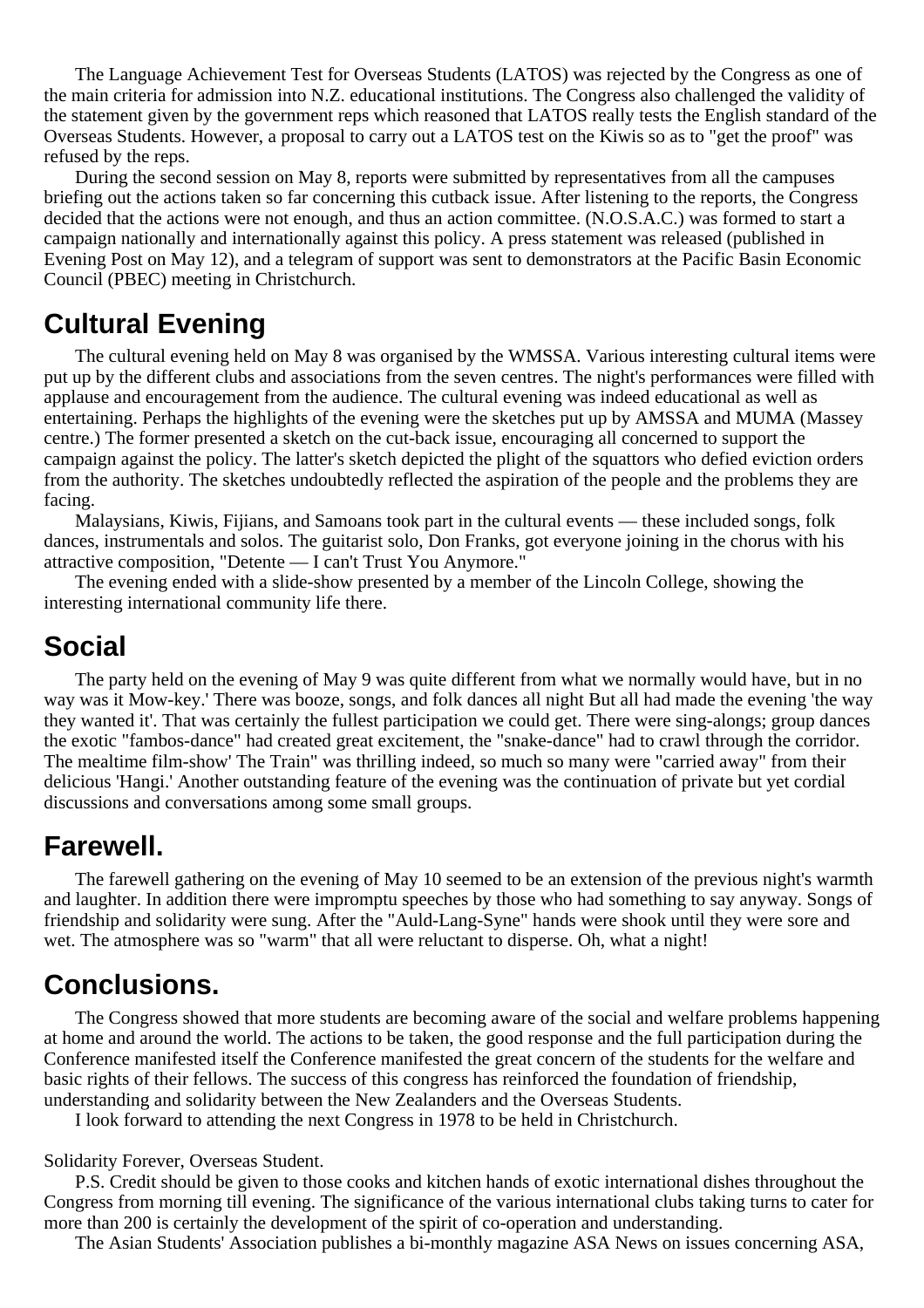The Language Achievement Test for Overseas Students (LATOS) was rejected by the Congress as one of the main criteria for admission into N.Z. educational institutions. The Congress also challenged the validity of the statement given by the government reps which reasoned that LATOS really tests the English standard of the Overseas Students. However, a proposal to carry out a LATOS test on the Kiwis so as to "get the proof" was refused by the reps.

During the second session on May 8, reports were submitted by representatives from all the campuses briefing out the actions taken so far concerning this cutback issue. After listening to the reports, the Congress decided that the actions were not enough, and thus an action committee. (N.O.S.A.C.) was formed to start a campaign nationally and internationally against this policy. A press statement was released (published in Evening Post on May 12), and a telegram of support was sent to demonstrators at the Pacific Basin Economic Council (PBEC) meeting in Christchurch.

## Cultural Evening

The cultural evening held on May 8 was organised by the WMSSA. Various interesting cultural items were put up by the different clubs and associations from the seven centres. The night's performances were filled with applause and encouragement from the audience. The cultural evening was indeed educational as well as entertaining. Perhaps the highlights of the evening were the sketches put up by AMSSA and MUMA (Massey centre.) The former presented a sketch on the cut-back issue, encouraging all concerned to support the campaign against the policy. The latter's sketch depicted the plight of the squattors who defied eviction orders from the authority. The sketches undoubtedly reflected the aspiration of the people and the problems they are facing.

Malaysians, Kiwis, Fijians, and Samoans took part in the cultural events — these included songs, folk dances, instrumentals and solos. The guitarist solo, Don Franks, got everyone joining in the chorus with his attractive composition, "Detente — I can't Trust You Anymore."

The evening ended with a slide-show presented by a member of the Lincoln College, showing the interesting international community life there.

## Social

The party held on the evening of May 9 was quite different from what we normally would have, but in no way was it Mow-key.' There was booze, songs, and folk dances all night But all had made the evening 'the way they wanted it'. That was certainly the fullest participation we could get. There were sing-alongs; group dances the exotic "fambos-dance" had created great excitement, the "snake-dance" had to crawl through the corridor. The mealtime film-show' The Train" was thrilling indeed, so much so many were "carried away" from their delicious 'Hangi.' Another outstanding feature of the evening was the continuation of private but yet cordial discussions and conversations among some small groups.

## Farewell.

The farewell gathering on the evening of May 10 seemed to be an extension of the previous night's warmth and laughter. In addition there were impromptu speeches by those who had something to say anyway. Songs of friendship and solidarity were sung. After the "Auld-Lang-Syne" hands were shook until they were sore and wet. The atmosphere was so "warm" that all were reluctant to disperse. Oh, what a night!

## Conclusions.

The Congress showed that more students are becoming aware of the social and welfare problems happening at home and around the world. The actions to be taken, the good response and the full participation during the Conference manifested itself the Conference manifested the great concern of the students for the welfare and basic rights of their fellows. The success of this congress has reinforced the foundation of friendship, understanding and solidarity between the New Zealanders and the Overseas Students.

I look forward to attending the next Congress in 1978 to be held in Christchurch.

Solidarity Forever, Overseas Student.

P.S. Credit should be given to those cooks and kitchen hands of exotic international dishes throughout the Congress from morning till evening. The significance of the various international clubs taking turns to cater for more than 200 is certainly the development of the spirit of co-operation and understanding.

The Asian Students' Association publishes a bi-monthly magazine ASA News on issues concerning ASA,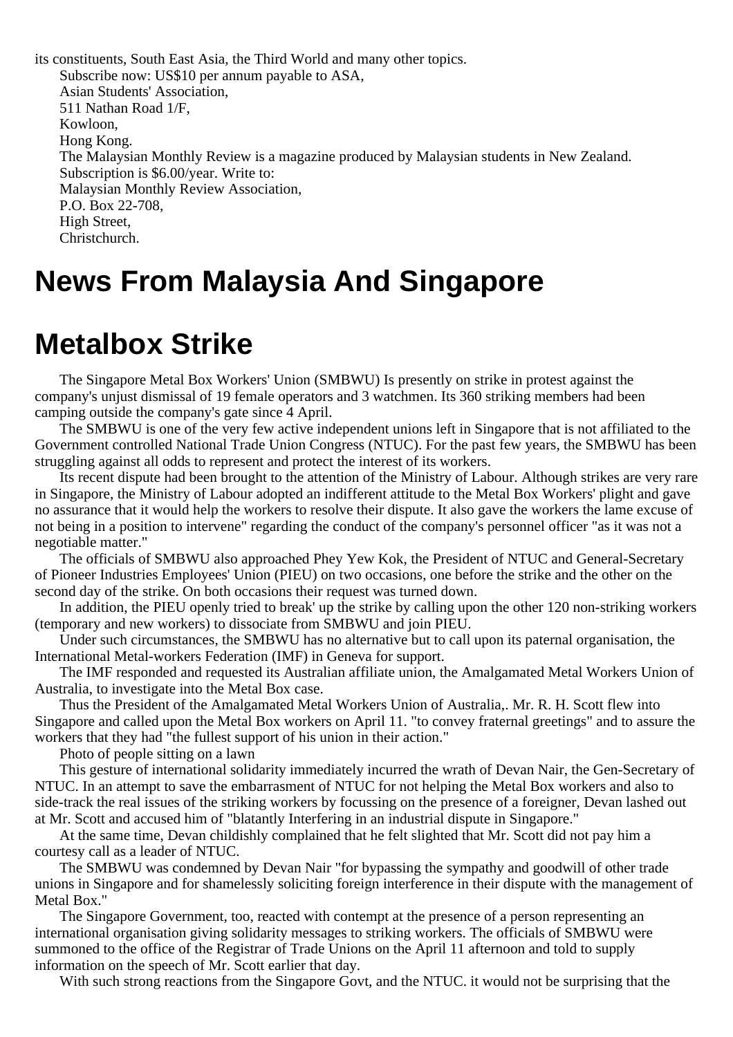its constituents, South East Asia, the Third World and many other topics.

Subscribe now: US$10 per annum payable to ASA,
Asian Students' Association,
511 Nathan Road 1/F,
Kowloon,
Hong Kong.

The Malaysian Monthly Review is a magazine produced by Malaysian students in New Zealand. Subscription is $6.00/year. Write to:
Malaysian Monthly Review Association,
P.O. Box 22-708,
High Street,
Christchurch.

# News From Malaysia And Singapore

# Metalbox Strike

The Singapore Metal Box Workers' Union (SMBWU) Is presently on strike in protest against the company's unjust dismissal of 19 female operators and 3 watchmen. Its 360 striking members had been camping outside the company's gate since 4 April.

The SMBWU is one of the very few active independent unions left in Singapore that is not affiliated to the Government controlled National Trade Union Congress (NTUC). For the past few years, the SMBWU has been struggling against all odds to represent and protect the interest of its workers.

Its recent dispute had been brought to the attention of the Ministry of Labour. Although strikes are very rare in Singapore, the Ministry of Labour adopted an indifferent attitude to the Metal Box Workers' plight and gave no assurance that it would help the workers to resolve their dispute. It also gave the workers the lame excuse of not being in a position to intervene" regarding the conduct of the company's personnel officer "as it was not a negotiable matter."

The officials of SMBWU also approached Phey Yew Kok, the President of NTUC and General-Secretary of Pioneer Industries Employees' Union (PIEU) on two occasions, one before the strike and the other on the second day of the strike. On both occasions their request was turned down.

In addition, the PIEU openly tried to break' up the strike by calling upon the other 120 non-striking workers (temporary and new workers) to dissociate from SMBWU and join PIEU.

Under such circumstances, the SMBWU has no alternative but to call upon its paternal organisation, the International Metal-workers Federation (IMF) in Geneva for support.

The IMF responded and requested its Australian affiliate union, the Amalgamated Metal Workers Union of Australia, to investigate into the Metal Box case.

Thus the President of the Amalgamated Metal Workers Union of Australia,. Mr. R. H. Scott flew into Singapore and called upon the Metal Box workers on April 11. "to convey fraternal greetings" and to assure the workers that they had "the fullest support of his union in their action."

Photo of people sitting on a lawn

This gesture of international solidarity immediately incurred the wrath of Devan Nair, the Gen-Secretary of NTUC. In an attempt to save the embarrasment of NTUC for not helping the Metal Box workers and also to side-track the real issues of the striking workers by focussing on the presence of a foreigner, Devan lashed out at Mr. Scott and accused him of "blatantly Interfering in an industrial dispute in Singapore."

At the same time, Devan childishly complained that he felt slighted that Mr. Scott did not pay him a courtesy call as a leader of NTUC.

The SMBWU was condemned by Devan Nair "for bypassing the sympathy and goodwill of other trade unions in Singapore and for shamelessly soliciting foreign interference in their dispute with the management of Metal Box."

The Singapore Government, too, reacted with contempt at the presence of a person representing an international organisation giving solidarity messages to striking workers. The officials of SMBWU were summoned to the office of the Registrar of Trade Unions on the April 11 afternoon and told to supply information on the speech of Mr. Scott earlier that day.

With such strong reactions from the Singapore Govt, and the NTUC. it would not be surprising that the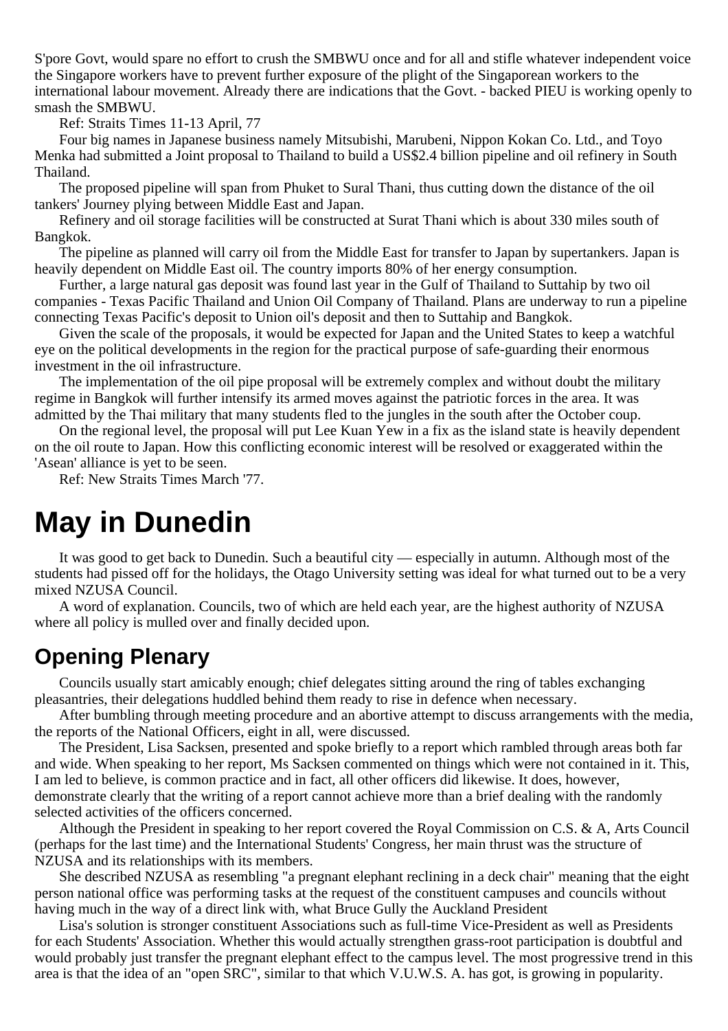S'pore Govt, would spare no effort to crush the SMBWU once and for all and stifle whatever independent voice the Singapore workers have to prevent further exposure of the plight of the Singaporean workers to the international labour movement. Already there are indications that the Govt. - backed PIEU is working openly to smash the SMBWU.

Ref: Straits Times 11-13 April, 77

Four big names in Japanese business namely Mitsubishi, Marubeni, Nippon Kokan Co. Ltd., and Toyo Menka had submitted a Joint proposal to Thailand to build a US$2.4 billion pipeline and oil refinery in South Thailand.

The proposed pipeline will span from Phuket to Sural Thani, thus cutting down the distance of the oil tankers' Journey plying between Middle East and Japan.

Refinery and oil storage facilities will be constructed at Surat Thani which is about 330 miles south of Bangkok.

The pipeline as planned will carry oil from the Middle East for transfer to Japan by supertankers. Japan is heavily dependent on Middle East oil. The country imports 80% of her energy consumption.

Further, a large natural gas deposit was found last year in the Gulf of Thailand to Suttahip by two oil companies - Texas Pacific Thailand and Union Oil Company of Thailand. Plans are underway to run a pipeline connecting Texas Pacific's deposit to Union oil's deposit and then to Suttahip and Bangkok.

Given the scale of the proposals, it would be expected for Japan and the United States to keep a watchful eye on the political developments in the region for the practical purpose of safe-guarding their enormous investment in the oil infrastructure.

The implementation of the oil pipe proposal will be extremely complex and without doubt the military regime in Bangkok will further intensify its armed moves against the patriotic forces in the area. It was admitted by the Thai military that many students fled to the jungles in the south after the October coup.

On the regional level, the proposal will put Lee Kuan Yew in a fix as the island state is heavily dependent on the oil route to Japan. How this conflicting economic interest will be resolved or exaggerated within the 'Asean' alliance is yet to be seen.

Ref: New Straits Times March '77.

# May in Dunedin

It was good to get back to Dunedin. Such a beautiful city — especially in autumn. Although most of the students had pissed off for the holidays, the Otago University setting was ideal for what turned out to be a very mixed NZUSA Council.

A word of explanation. Councils, two of which are held each year, are the highest authority of NZUSA where all policy is mulled over and finally decided upon.

## Opening Plenary

Councils usually start amicably enough; chief delegates sitting around the ring of tables exchanging pleasantries, their delegations huddled behind them ready to rise in defence when necessary.

After bumbling through meeting procedure and an abortive attempt to discuss arrangements with the media, the reports of the National Officers, eight in all, were discussed.

The President, Lisa Sacksen, presented and spoke briefly to a report which rambled through areas both far and wide. When speaking to her report, Ms Sacksen commented on things which were not contained in it. This, I am led to believe, is common practice and in fact, all other officers did likewise. It does, however, demonstrate clearly that the writing of a report cannot achieve more than a brief dealing with the randomly selected activities of the officers concerned.

Although the President in speaking to her report covered the Royal Commission on C.S. & A, Arts Council (perhaps for the last time) and the International Students' Congress, her main thrust was the structure of NZUSA and its relationships with its members.

She described NZUSA as resembling "a pregnant elephant reclining in a deck chair" meaning that the eight person national office was performing tasks at the request of the constituent campuses and councils without having much in the way of a direct link with, what Bruce Gully the Auckland President

Lisa's solution is stronger constituent Associations such as full-time Vice-President as well as Presidents for each Students' Association. Whether this would actually strengthen grass-root participation is doubtful and would probably just transfer the pregnant elephant effect to the campus level. The most progressive trend in this area is that the idea of an "open SRC", similar to that which V.U.W.S. A. has got, is growing in popularity.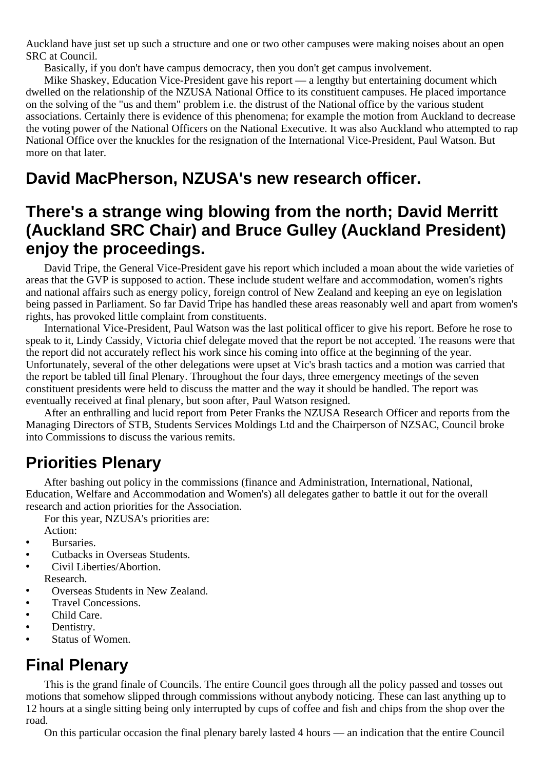Auckland have just set up such a structure and one or two other campuses were making noises about an open SRC at Council.

Basically, if you don't have campus democracy, then you don't get campus involvement.

Mike Shaskey, Education Vice-President gave his report — a lengthy but entertaining document which dwelled on the relationship of the NZUSA National Office to its constituent campuses. He placed importance on the solving of the "us and them" problem i.e. the distrust of the National office by the various student associations. Certainly there is evidence of this phenomena; for example the motion from Auckland to decrease the voting power of the National Officers on the National Executive. It was also Auckland who attempted to rap National Office over the knuckles for the resignation of the International Vice-President, Paul Watson. But more on that later.

## David MacPherson, NZUSA's new research officer.

## There's a strange wing blowing from the north; David Merritt (Auckland SRC Chair) and Bruce Gulley (Auckland President) enjoy the proceedings.

David Tripe, the General Vice-President gave his report which included a moan about the wide varieties of areas that the GVP is supposed to action. These include student welfare and accommodation, women's rights and national affairs such as energy policy, foreign control of New Zealand and keeping an eye on legislation being passed in Parliament. So far David Tripe has handled these areas reasonably well and apart from women's rights, has provoked little complaint from constituents.

International Vice-President, Paul Watson was the last political officer to give his report. Before he rose to speak to it, Lindy Cassidy, Victoria chief delegate moved that the report be not accepted. The reasons were that the report did not accurately reflect his work since his coming into office at the beginning of the year. Unfortunately, several of the other delegations were upset at Vic's brash tactics and a motion was carried that the report be tabled till final Plenary. Throughout the four days, three emergency meetings of the seven constituent presidents were held to discuss the matter and the way it should be handled. The report was eventually received at final plenary, but soon after, Paul Watson resigned.

After an enthralling and lucid report from Peter Franks the NZUSA Research Officer and reports from the Managing Directors of STB, Students Services Moldings Ltd and the Chairperson of NZSAC, Council broke into Commissions to discuss the various remits.

## Priorities Plenary

After bashing out policy in the commissions (finance and Administration, International, National, Education, Welfare and Accommodation and Women's) all delegates gather to battle it out for the overall research and action priorities for the Association.

For this year, NZUSA's priorities are:

Action:

- Bursaries.
- Cutbacks in Overseas Students.
- Civil Liberties/Abortion.

Research.

- Overseas Students in New Zealand.
- Travel Concessions.
- Child Care.
- Dentistry.
- Status of Women.

## Final Plenary

This is the grand finale of Councils. The entire Council goes through all the policy passed and tosses out motions that somehow slipped through commissions without anybody noticing. These can last anything up to 12 hours at a single sitting being only interrupted by cups of coffee and fish and chips from the shop over the road.

On this particular occasion the final plenary barely lasted 4 hours — an indication that the entire Council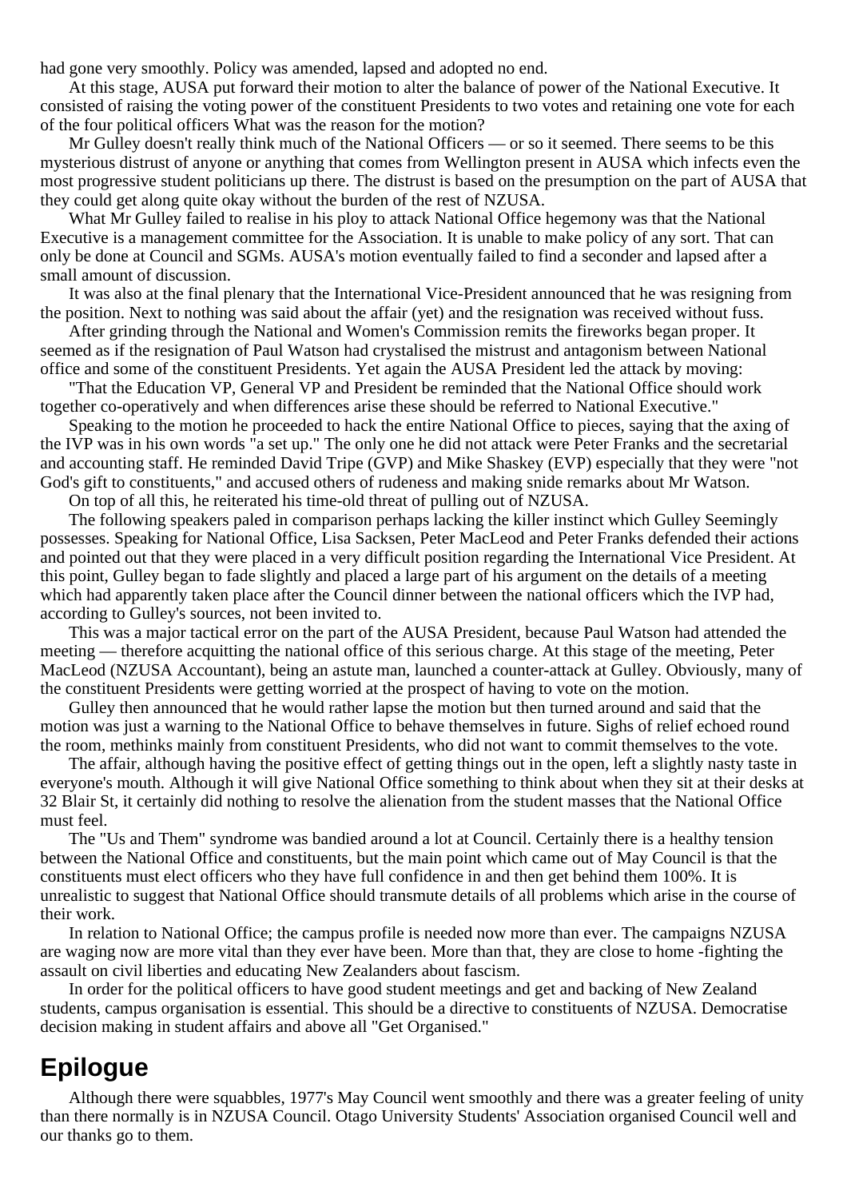had gone very smoothly. Policy was amended, lapsed and adopted no end.

At this stage, AUSA put forward their motion to alter the balance of power of the National Executive. It consisted of raising the voting power of the constituent Presidents to two votes and retaining one vote for each of the four political officers What was the reason for the motion?

Mr Gulley doesn't really think much of the National Officers — or so it seemed. There seems to be this mysterious distrust of anyone or anything that comes from Wellington present in AUSA which infects even the most progressive student politicians up there. The distrust is based on the presumption on the part of AUSA that they could get along quite okay without the burden of the rest of NZUSA.

What Mr Gulley failed to realise in his ploy to attack National Office hegemony was that the National Executive is a management committee for the Association. It is unable to make policy of any sort. That can only be done at Council and SGMs. AUSA's motion eventually failed to find a seconder and lapsed after a small amount of discussion.

It was also at the final plenary that the International Vice-President announced that he was resigning from the position. Next to nothing was said about the affair (yet) and the resignation was received without fuss.

After grinding through the National and Women's Commission remits the fireworks began proper. It seemed as if the resignation of Paul Watson had crystalised the mistrust and antagonism between National office and some of the constituent Presidents. Yet again the AUSA President led the attack by moving:

"That the Education VP, General VP and President be reminded that the National Office should work together co-operatively and when differences arise these should be referred to National Executive."

Speaking to the motion he proceeded to hack the entire National Office to pieces, saying that the axing of the IVP was in his own words "a set up." The only one he did not attack were Peter Franks and the secretarial and accounting staff. He reminded David Tripe (GVP) and Mike Shaskey (EVP) especially that they were "not God's gift to constituents," and accused others of rudeness and making snide remarks about Mr Watson.

On top of all this, he reiterated his time-old threat of pulling out of NZUSA.

The following speakers paled in comparison perhaps lacking the killer instinct which Gulley Seemingly possesses. Speaking for National Office, Lisa Sacksen, Peter MacLeod and Peter Franks defended their actions and pointed out that they were placed in a very difficult position regarding the International Vice President. At this point, Gulley began to fade slightly and placed a large part of his argument on the details of a meeting which had apparently taken place after the Council dinner between the national officers which the IVP had, according to Gulley's sources, not been invited to.

This was a major tactical error on the part of the AUSA President, because Paul Watson had attended the meeting — therefore acquitting the national office of this serious charge. At this stage of the meeting, Peter MacLeod (NZUSA Accountant), being an astute man, launched a counter-attack at Gulley. Obviously, many of the constituent Presidents were getting worried at the prospect of having to vote on the motion.

Gulley then announced that he would rather lapse the motion but then turned around and said that the motion was just a warning to the National Office to behave themselves in future. Sighs of relief echoed round the room, methinks mainly from constituent Presidents, who did not want to commit themselves to the vote.

The affair, although having the positive effect of getting things out in the open, left a slightly nasty taste in everyone's mouth. Although it will give National Office something to think about when they sit at their desks at 32 Blair St, it certainly did nothing to resolve the alienation from the student masses that the National Office must feel.

The "Us and Them" syndrome was bandied around a lot at Council. Certainly there is a healthy tension between the National Office and constituents, but the main point which came out of May Council is that the constituents must elect officers who they have full confidence in and then get behind them 100%. It is unrealistic to suggest that National Office should transmute details of all problems which arise in the course of their work.

In relation to National Office; the campus profile is needed now more than ever. The campaigns NZUSA are waging now are more vital than they ever have been. More than that, they are close to home -fighting the assault on civil liberties and educating New Zealanders about fascism.

In order for the political officers to have good student meetings and get and backing of New Zealand students, campus organisation is essential. This should be a directive to constituents of NZUSA. Democratise decision making in student affairs and above all "Get Organised."

## Epilogue

Although there were squabbles, 1977's May Council went smoothly and there was a greater feeling of unity than there normally is in NZUSA Council. Otago University Students' Association organised Council well and our thanks go to them.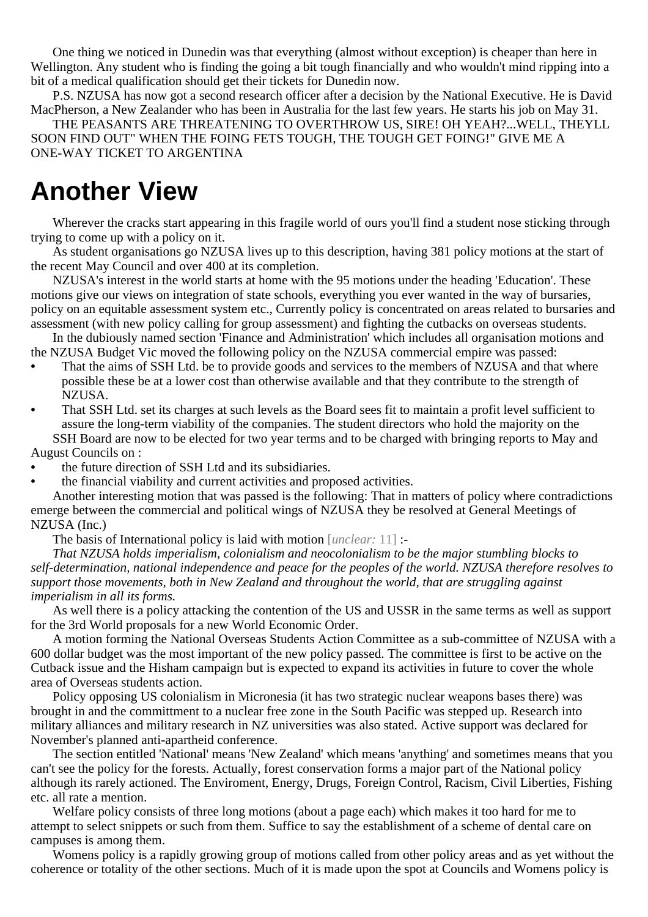One thing we noticed in Dunedin was that everything (almost without exception) is cheaper than here in Wellington. Any student who is finding the going a bit tough financially and who wouldn't mind ripping into a bit of a medical qualification should get their tickets for Dunedin now.

P.S. NZUSA has now got a second research officer after a decision by the National Executive. He is David MacPherson, a New Zealander who has been in Australia for the last few years. He starts his job on May 31.

THE PEASANTS ARE THREATENING TO OVERTHROW US, SIRE! OH YEAH?...WELL, THEYLL SOON FIND OUT" WHEN THE FOING FETS TOUGH, THE TOUGH GET FOING!" GIVE ME A ONE-WAY TICKET TO ARGENTINA

# Another View

Wherever the cracks start appearing in this fragile world of ours you'll find a student nose sticking through trying to come up with a policy on it.

As student organisations go NZUSA lives up to this description, having 381 policy motions at the start of the recent May Council and over 400 at its completion.

NZUSA's interest in the world starts at home with the 95 motions under the heading 'Education'. These motions give our views on integration of state schools, everything you ever wanted in the way of bursaries, policy on an equitable assessment system etc., Currently policy is concentrated on areas related to bursaries and assessment (with new policy calling for group assessment) and fighting the cutbacks on overseas students.

In the dubiously named section 'Finance and Administration' which includes all organisation motions and the NZUSA Budget Vic moved the following policy on the NZUSA commercial empire was passed:

- That the aims of SSH Ltd. be to provide goods and services to the members of NZUSA and that where possible these be at a lower cost than otherwise available and that they contribute to the strength of NZUSA.
- That SSH Ltd. set its charges at such levels as the Board sees fit to maintain a profit level sufficient to assure the long-term viability of the companies. The student directors who hold the majority on the

SSH Board are now to be elected for two year terms and to be charged with bringing reports to May and August Councils on :

- the future direction of SSH Ltd and its subsidiaries.
- the financial viability and current activities and proposed activities.

Another interesting motion that was passed is the following: That in matters of policy where contradictions emerge between the commercial and political wings of NZUSA they be resolved at General Meetings of NZUSA (Inc.)

The basis of International policy is laid with motion [unclear: 11] :-

*That NZUSA holds imperialism, colonialism and neocolonialism to be the major stumbling blocks to self-determination, national independence and peace for the peoples of the world. NZUSA therefore resolves to support those movements, both in New Zealand and throughout the world, that are struggling against imperialism in all its forms.*

As well there is a policy attacking the contention of the US and USSR in the same terms as well as support for the 3rd World proposals for a new World Economic Order.

A motion forming the National Overseas Students Action Committee as a sub-committee of NZUSA with a 600 dollar budget was the most important of the new policy passed. The committee is first to be active on the Cutback issue and the Hisham campaign but is expected to expand its activities in future to cover the whole area of Overseas students action.

Policy opposing US colonialism in Micronesia (it has two strategic nuclear weapons bases there) was brought in and the committment to a nuclear free zone in the South Pacific was stepped up. Research into military alliances and military research in NZ universities was also stated. Active support was declared for November's planned anti-apartheid conference.

The section entitled 'National' means 'New Zealand' which means 'anything' and sometimes means that you can't see the policy for the forests. Actually, forest conservation forms a major part of the National policy although its rarely actioned. The Enviroment, Energy, Drugs, Foreign Control, Racism, Civil Liberties, Fishing etc. all rate a mention.

Welfare policy consists of three long motions (about a page each) which makes it too hard for me to attempt to select snippets or such from them. Suffice to say the establishment of a scheme of dental care on campuses is among them.

Womens policy is a rapidly growing group of motions called from other policy areas and as yet without the coherence or totality of the other sections. Much of it is made upon the spot at Councils and Womens policy is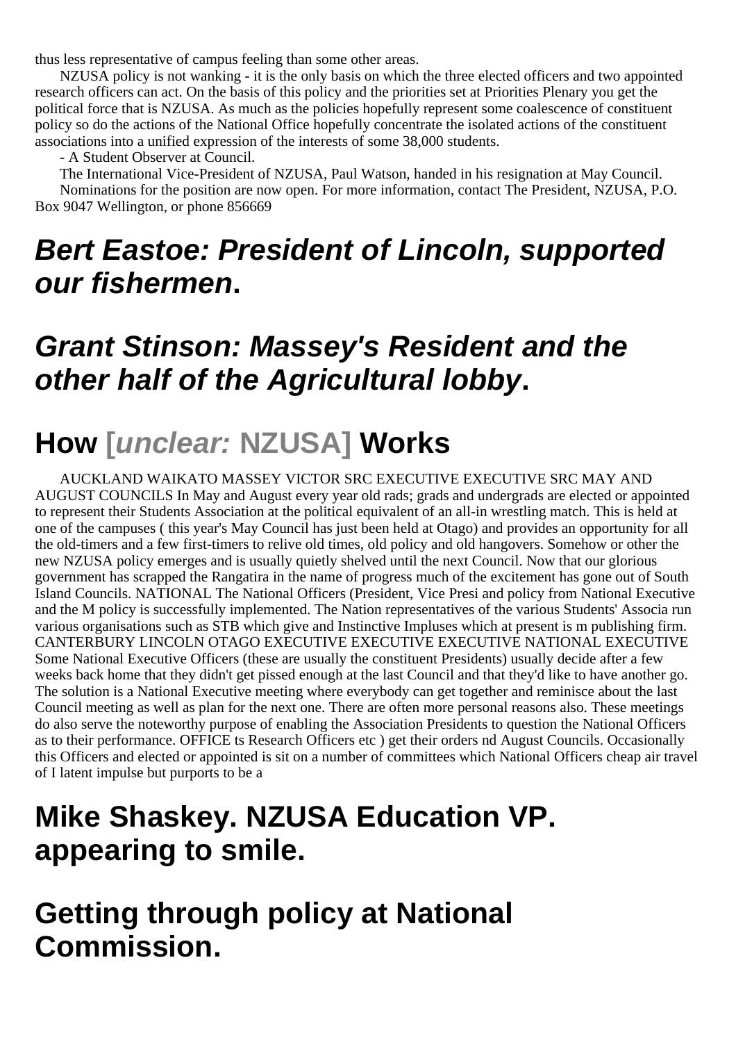thus less representative of campus feeling than some other areas.

NZUSA policy is not wanking - it is the only basis on which the three elected officers and two appointed research officers can act. On the basis of this policy and the priorities set at Priorities Plenary you get the political force that is NZUSA. As much as the policies hopefully represent some coalescence of constituent policy so do the actions of the National Office hopefully concentrate the isolated actions of the constituent associations into a unified expression of the interests of some 38,000 students.

- A Student Observer at Council.

The International Vice-President of NZUSA, Paul Watson, handed in his resignation at May Council.

Nominations for the position are now open. For more information, contact The President, NZUSA, P.O. Box 9047 Wellington, or phone 856669

## *Bert Eastoe: President of Lincoln, supported our fishermen*.

## *Grant Stinson: Massey's Resident and the other half of the Agricultural lobby*.

# How [*unclear:* NZUSA] Works

AUCKLAND WAIKATO MASSEY VICTOR SRC EXECUTIVE EXECUTIVE SRC MAY AND AUGUST COUNCILS In May and August every year old rads; grads and undergrads are elected or appointed to represent their Students Association at the political equivalent of an all-in wrestling match. This is held at one of the campuses ( this year's May Council has just been held at Otago) and provides an opportunity for all the old-timers and a few first-timers to relive old times, old policy and old hangovers. Somehow or other the new NZUSA policy emerges and is usually quietly shelved until the next Council. Now that our glorious government has scrapped the Rangatira in the name of progress much of the excitement has gone out of South Island Councils. NATIONAL The National Officers (President, Vice Presi and policy from National Executive and the M policy is successfully implemented. The Nation representatives of the various Students' Associa run various organisations such as STB which give and Instinctive Impluses which at present is m publishing firm. CANTERBURY LINCOLN OTAGO EXECUTIVE EXECUTIVE EXECUTIVE NATIONAL EXECUTIVE Some National Executive Officers (these are usually the constituent Presidents) usually decide after a few weeks back home that they didn't get pissed enough at the last Council and that they'd like to have another go. The solution is a National Executive meeting where everybody can get together and reminisce about the last Council meeting as well as plan for the next one. There are often more personal reasons also. These meetings do also serve the noteworthy purpose of enabling the Association Presidents to question the National Officers as to their performance. OFFICE ts Research Officers etc ) get their orders nd August Councils. Occasionally this Officers and elected or appointed is sit on a number of committees which National Officers cheap air travel of I latent impulse but purports to be a

## Mike Shaskey. NZUSA Education VP. appearing to smile.

## Getting through policy at National Commission.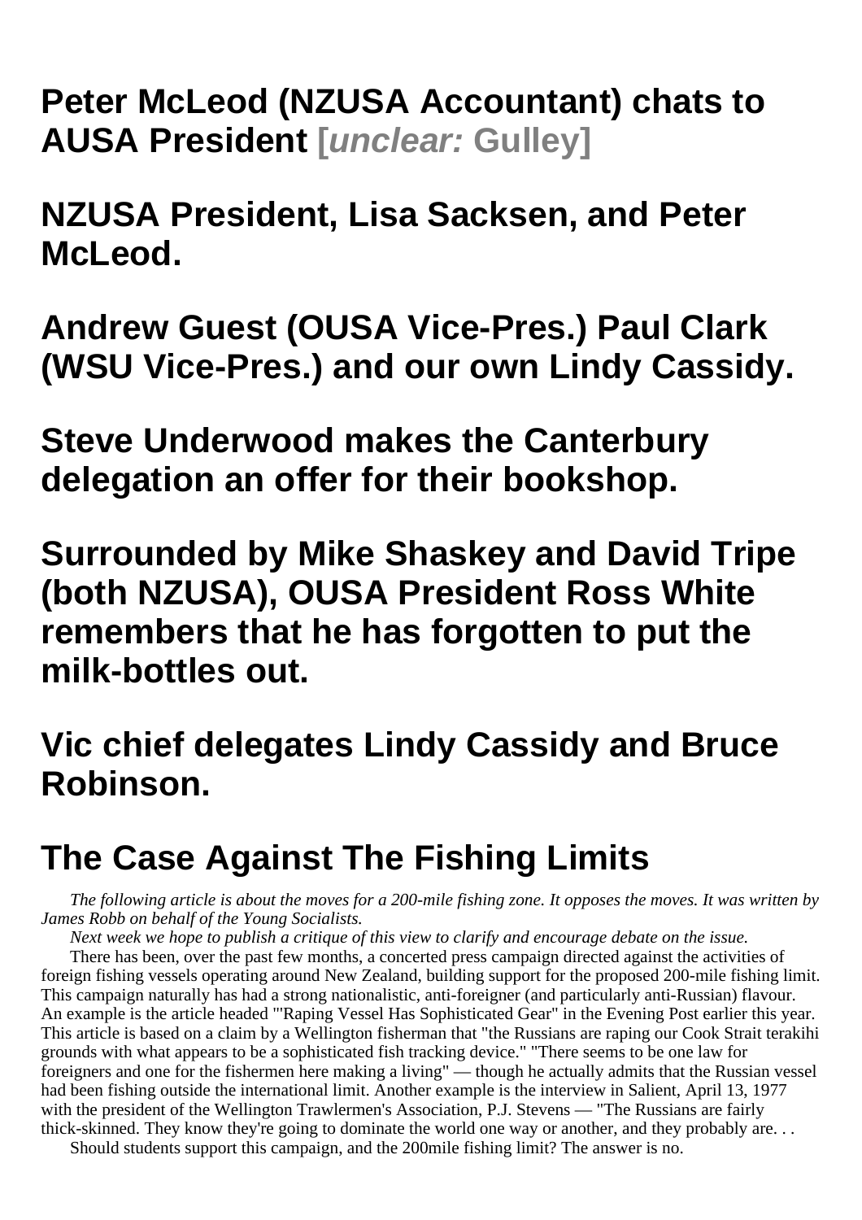## Peter McLeod (NZUSA Accountant) chats to AUSA President [*unclear:* Gulley]

## NZUSA President, Lisa Sacksen, and Peter McLeod.

## Andrew Guest (OUSA Vice-Pres.) Paul Clark (WSU Vice-Pres.) and our own Lindy Cassidy.

## Steve Underwood makes the Canterbury delegation an offer for their bookshop.

## Surrounded by Mike Shaskey and David Tripe (both NZUSA), OUSA President Ross White remembers that he has forgotten to put the milk-bottles out.

## Vic chief delegates Lindy Cassidy and Bruce Robinson.

# The Case Against The Fishing Limits

*The following article is about the moves for a 200-mile fishing zone. It opposes the moves. It was written by James Robb on behalf of the Young Socialists.*

*Next week we hope to publish a critique of this view to clarify and encourage debate on the issue.*

There has been, over the past few months, a concerted press campaign directed against the activities of foreign fishing vessels operating around New Zealand, building support for the proposed 200-mile fishing limit. This campaign naturally has had a strong nationalistic, anti-foreigner (and particularly anti-Russian) flavour. An example is the article headed "'Raping Vessel Has Sophisticated Gear" in the Evening Post earlier this year. This article is based on a claim by a Wellington fisherman that "the Russians are raping our Cook Strait terakihi grounds with what appears to be a sophisticated fish tracking device." "There seems to be one law for foreigners and one for the fishermen here making a living" — though he actually admits that the Russian vessel had been fishing outside the international limit. Another example is the interview in Salient, April 13, 1977 with the president of the Wellington Trawlermen's Association, P.J. Stevens — "The Russians are fairly thick-skinned. They know they're going to dominate the world one way or another, and they probably are. . .

Should students support this campaign, and the 200mile fishing limit? The answer is no.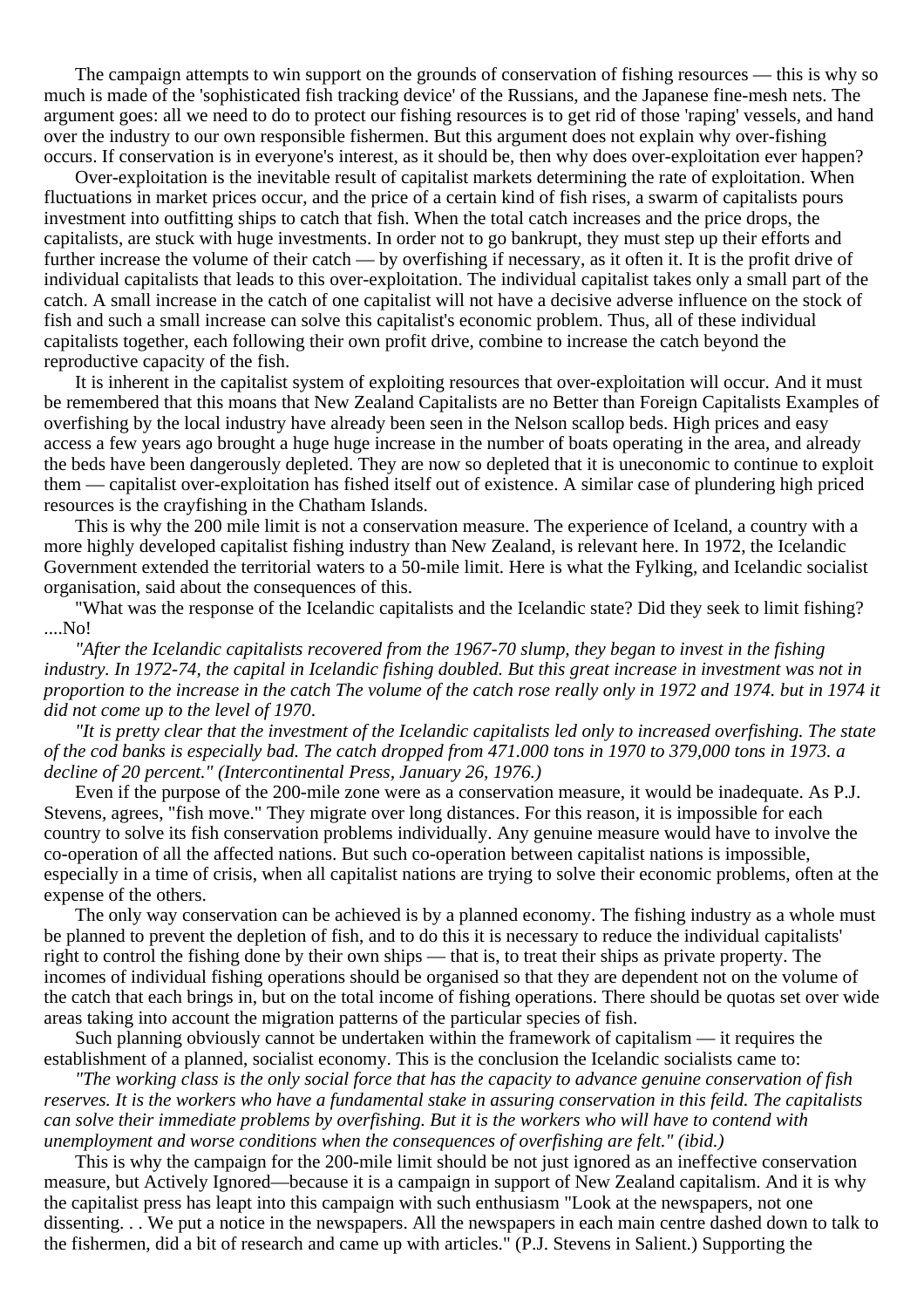The campaign attempts to win support on the grounds of conservation of fishing resources — this is why so much is made of the 'sophisticated fish tracking device' of the Russians, and the Japanese fine-mesh nets. The argument goes: all we need to do to protect our fishing resources is to get rid of those 'raping' vessels, and hand over the industry to our own responsible fishermen. But this argument does not explain why over-fishing occurs. If conservation is in everyone's interest, as it should be, then why does over-exploitation ever happen?

Over-exploitation is the inevitable result of capitalist markets determining the rate of exploitation. When fluctuations in market prices occur, and the price of a certain kind of fish rises, a swarm of capitalists pours investment into outfitting ships to catch that fish. When the total catch increases and the price drops, the capitalists, are stuck with huge investments. In order not to go bankrupt, they must step up their efforts and further increase the volume of their catch — by overfishing if necessary, as it often it. It is the profit drive of individual capitalists that leads to this over-exploitation. The individual capitalist takes only a small part of the catch. A small increase in the catch of one capitalist will not have a decisive adverse influence on the stock of fish and such a small increase can solve this capitalist's economic problem. Thus, all of these individual capitalists together, each following their own profit drive, combine to increase the catch beyond the reproductive capacity of the fish.

It is inherent in the capitalist system of exploiting resources that over-exploitation will occur. And it must be remembered that this moans that New Zealand Capitalists are no Better than Foreign Capitalists Examples of overfishing by the local industry have already been seen in the Nelson scallop beds. High prices and easy access a few years ago brought a huge huge increase in the number of boats operating in the area, and already the beds have been dangerously depleted. They are now so depleted that it is uneconomic to continue to exploit them — capitalist over-exploitation has fished itself out of existence. A similar case of plundering high priced resources is the crayfishing in the Chatham Islands.

This is why the 200 mile limit is not a conservation measure. The experience of Iceland, a country with a more highly developed capitalist fishing industry than New Zealand, is relevant here. In 1972, the Icelandic Government extended the territorial waters to a 50-mile limit. Here is what the Fylking, and Icelandic socialist organisation, said about the consequences of this.

"What was the response of the Icelandic capitalists and the Icelandic state? Did they seek to limit fishing? ....No!

*"After the Icelandic capitalists recovered from the 1967-70 slump, they began to invest in the fishing industry. In 1972-74, the capital in Icelandic fishing doubled. But this great increase in investment was not in proportion to the increase in the catch The volume of the catch rose really only in 1972 and 1974. but in 1974 it did not come up to the level of 1970.*

*"It is pretty clear that the investment of the Icelandic capitalists led only to increased overfishing. The state of the cod banks is especially bad. The catch dropped from 471.000 tons in 1970 to 379,000 tons in 1973. a decline of 20 percent." (Intercontinental Press, January 26, 1976.)*

Even if the purpose of the 200-mile zone were as a conservation measure, it would be inadequate. As P.J. Stevens, agrees, "fish move." They migrate over long distances. For this reason, it is impossible for each country to solve its fish conservation problems individually. Any genuine measure would have to involve the co-operation of all the affected nations. But such co-operation between capitalist nations is impossible, especially in a time of crisis, when all capitalist nations are trying to solve their economic problems, often at the expense of the others.

The only way conservation can be achieved is by a planned economy. The fishing industry as a whole must be planned to prevent the depletion of fish, and to do this it is necessary to reduce the individual capitalists' right to control the fishing done by their own ships — that is, to treat their ships as private property. The incomes of individual fishing operations should be organised so that they are dependent not on the volume of the catch that each brings in, but on the total income of fishing operations. There should be quotas set over wide areas taking into account the migration patterns of the particular species of fish.

Such planning obviously cannot be undertaken within the framework of capitalism — it requires the establishment of a planned, socialist economy. This is the conclusion the Icelandic socialists came to:

*"The working class is the only social force that has the capacity to advance genuine conservation of fish reserves. It is the workers who have a fundamental stake in assuring conservation in this feild. The capitalists can solve their immediate problems by overfishing. But it is the workers who will have to contend with unemployment and worse conditions when the consequences of overfishing are felt." (ibid.)*

This is why the campaign for the 200-mile limit should be not just ignored as an ineffective conservation measure, but Actively Ignored—because it is a campaign in support of New Zealand capitalism. And it is why the capitalist press has leapt into this campaign with such enthusiasm "Look at the newspapers, not one dissenting. . . We put a notice in the newspapers. All the newspapers in each main centre dashed down to talk to the fishermen, did a bit of research and came up with articles." (P.J. Stevens in Salient.) Supporting the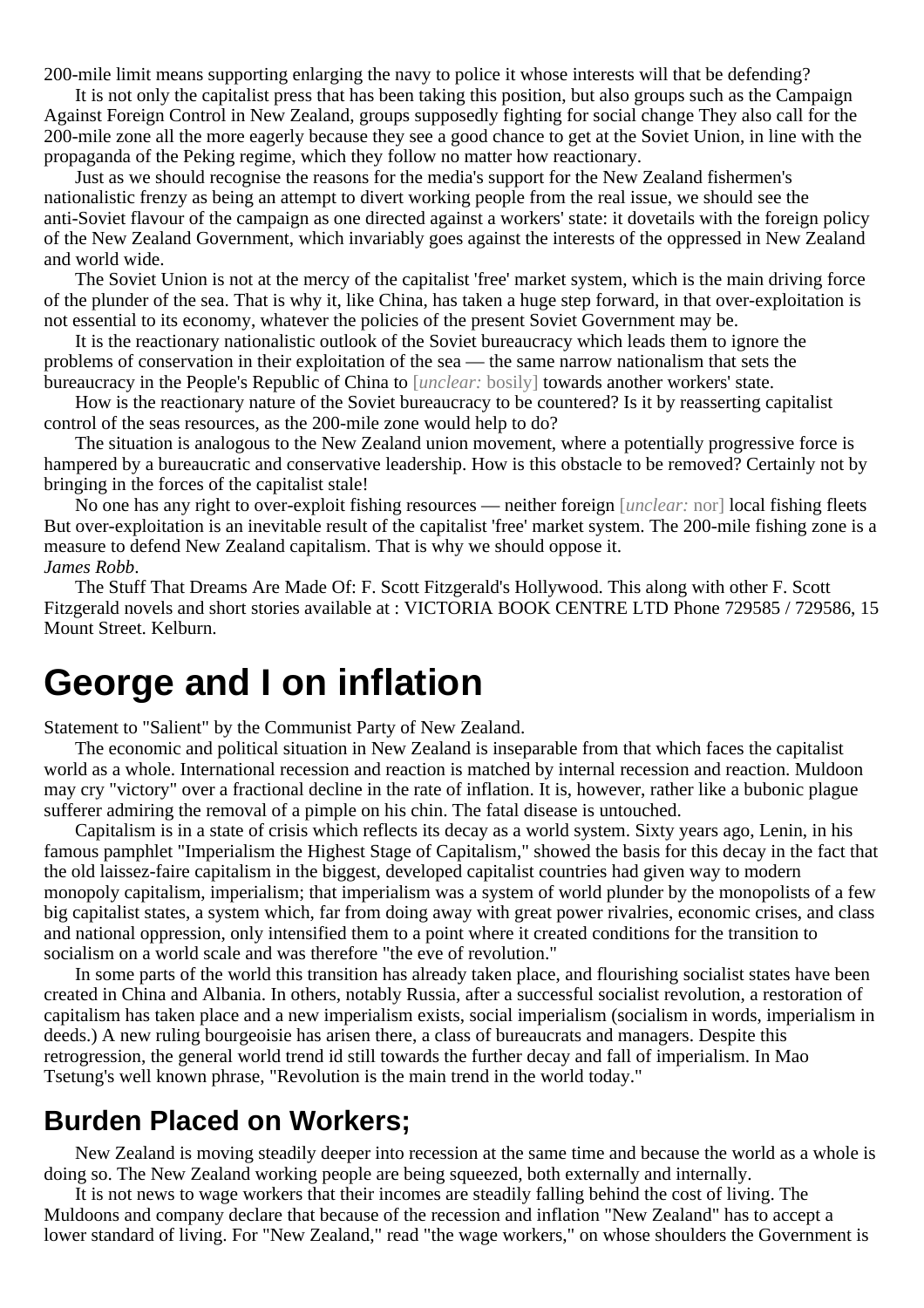200-mile limit means supporting enlarging the navy to police it whose interests will that be defending?

It is not only the capitalist press that has been taking this position, but also groups such as the Campaign Against Foreign Control in New Zealand, groups supposedly fighting for social change They also call for the 200-mile zone all the more eagerly because they see a good chance to get at the Soviet Union, in line with the propaganda of the Peking regime, which they follow no matter how reactionary.

Just as we should recognise the reasons for the media's support for the New Zealand fishermen's nationalistic frenzy as being an attempt to divert working people from the real issue, we should see the anti-Soviet flavour of the campaign as one directed against a workers' state: it dovetails with the foreign policy of the New Zealand Government, which invariably goes against the interests of the oppressed in New Zealand and world wide.

The Soviet Union is not at the mercy of the capitalist 'free' market system, which is the main driving force of the plunder of the sea. That is why it, like China, has taken a huge step forward, in that over-exploitation is not essential to its economy, whatever the policies of the present Soviet Government may be.

It is the reactionary nationalistic outlook of the Soviet bureaucracy which leads them to ignore the problems of conservation in their exploitation of the sea — the same narrow nationalism that sets the bureaucracy in the People's Republic of China to [*unclear:* bosily] towards another workers' state.

How is the reactionary nature of the Soviet bureaucracy to be countered? Is it by reasserting capitalist control of the seas resources, as the 200-mile zone would help to do?

The situation is analogous to the New Zealand union movement, where a potentially progressive force is hampered by a bureaucratic and conservative leadership. How is this obstacle to be removed? Certainly not by bringing in the forces of the capitalist stale!

No one has any right to over-exploit fishing resources — neither foreign [*unclear:* nor] local fishing fleets But over-exploitation is an inevitable result of the capitalist 'free' market system. The 200-mile fishing zone is a measure to defend New Zealand capitalism. That is why we should oppose it.

*James Robb*.

The Stuff That Dreams Are Made Of: F. Scott Fitzgerald's Hollywood. This along with other F. Scott Fitzgerald novels and short stories available at : VICTORIA BOOK CENTRE LTD Phone 729585 / 729586, 15 Mount Street. Kelburn.

# George and I on inflation

Statement to "Salient" by the Communist Party of New Zealand.

The economic and political situation in New Zealand is inseparable from that which faces the capitalist world as a whole. International recession and reaction is matched by internal recession and reaction. Muldoon may cry "victory" over a fractional decline in the rate of inflation. It is, however, rather like a bubonic plague sufferer admiring the removal of a pimple on his chin. The fatal disease is untouched.

Capitalism is in a state of crisis which reflects its decay as a world system. Sixty years ago, Lenin, in his famous pamphlet "Imperialism the Highest Stage of Capitalism," showed the basis for this decay in the fact that the old laissez-faire capitalism in the biggest, developed capitalist countries had given way to modern monopoly capitalism, imperialism; that imperialism was a system of world plunder by the monopolists of a few big capitalist states, a system which, far from doing away with great power rivalries, economic crises, and class and national oppression, only intensified them to a point where it created conditions for the transition to socialism on a world scale and was therefore "the eve of revolution."

In some parts of the world this transition has already taken place, and flourishing socialist states have been created in China and Albania. In others, notably Russia, after a successful socialist revolution, a restoration of capitalism has taken place and a new imperialism exists, social imperialism (socialism in words, imperialism in deeds.) A new ruling bourgeoisie has arisen there, a class of bureaucrats and managers. Despite this retrogression, the general world trend id still towards the further decay and fall of imperialism. In Mao Tsetung's well known phrase, "Revolution is the main trend in the world today."

## Burden Placed on Workers;

New Zealand is moving steadily deeper into recession at the same time and because the world as a whole is doing so. The New Zealand working people are being squeezed, both externally and internally.

It is not news to wage workers that their incomes are steadily falling behind the cost of living. The Muldoons and company declare that because of the recession and inflation "New Zealand" has to accept a lower standard of living. For "New Zealand," read "the wage workers," on whose shoulders the Government is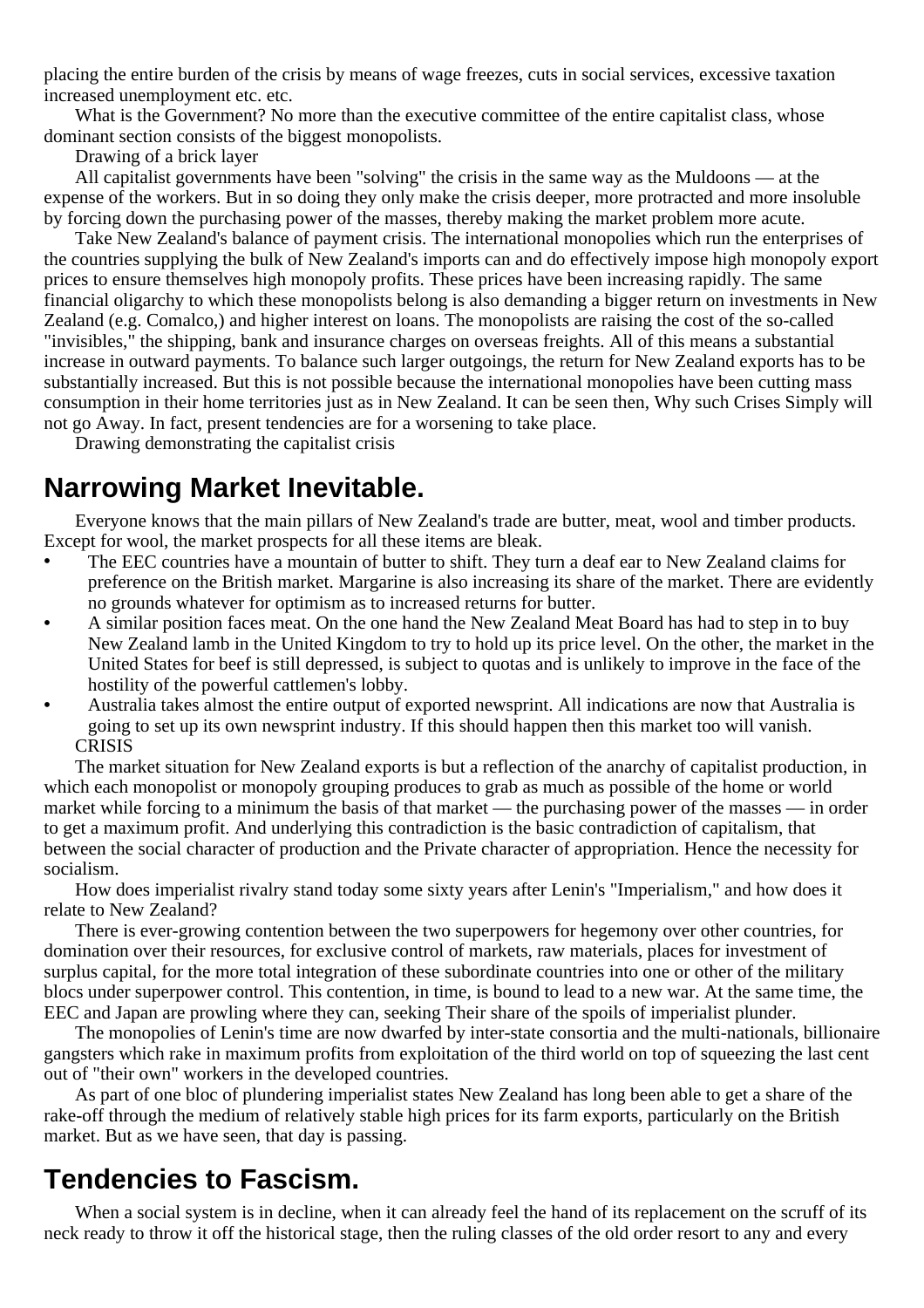placing the entire burden of the crisis by means of wage freezes, cuts in social services, excessive taxation increased unemployment etc. etc.

What is the Government? No more than the executive committee of the entire capitalist class, whose dominant section consists of the biggest monopolists.

Drawing of a brick layer

All capitalist governments have been "solving" the crisis in the same way as the Muldoons — at the expense of the workers. But in so doing they only make the crisis deeper, more protracted and more insoluble by forcing down the purchasing power of the masses, thereby making the market problem more acute.

Take New Zealand's balance of payment crisis. The international monopolies which run the enterprises of the countries supplying the bulk of New Zealand's imports can and do effectively impose high monopoly export prices to ensure themselves high monopoly profits. These prices have been increasing rapidly. The same financial oligarchy to which these monopolists belong is also demanding a bigger return on investments in New Zealand (e.g. Comalco,) and higher interest on loans. The monopolists are raising the cost of the so-called "invisibles," the shipping, bank and insurance charges on overseas freights. All of this means a substantial increase in outward payments. To balance such larger outgoings, the return for New Zealand exports has to be substantially increased. But this is not possible because the international monopolies have been cutting mass consumption in their home territories just as in New Zealand. It can be seen then, Why such Crises Simply will not go Away. In fact, present tendencies are for a worsening to take place.

Drawing demonstrating the capitalist crisis

## Narrowing Market Inevitable.

Everyone knows that the main pillars of New Zealand's trade are butter, meat, wool and timber products. Except for wool, the market prospects for all these items are bleak.

- The EEC countries have a mountain of butter to shift. They turn a deaf ear to New Zealand claims for preference on the British market. Margarine is also increasing its share of the market. There are evidently no grounds whatever for optimism as to increased returns for butter.
- A similar position faces meat. On the one hand the New Zealand Meat Board has had to step in to buy New Zealand lamb in the United Kingdom to try to hold up its price level. On the other, the market in the United States for beef is still depressed, is subject to quotas and is unlikely to improve in the face of the hostility of the powerful cattlemen's lobby.
- Australia takes almost the entire output of exported newsprint. All indications are now that Australia is going to set up its own newsprint industry. If this should happen then this market too will vanish.

CRISIS

The market situation for New Zealand exports is but a reflection of the anarchy of capitalist production, in which each monopolist or monopoly grouping produces to grab as much as possible of the home or world market while forcing to a minimum the basis of that market — the purchasing power of the masses — in order to get a maximum profit. And underlying this contradiction is the basic contradiction of capitalism, that between the social character of production and the Private character of appropriation. Hence the necessity for socialism.

How does imperialist rivalry stand today some sixty years after Lenin's "Imperialism," and how does it relate to New Zealand?

There is ever-growing contention between the two superpowers for hegemony over other countries, for domination over their resources, for exclusive control of markets, raw materials, places for investment of surplus capital, for the more total integration of these subordinate countries into one or other of the military blocs under superpower control. This contention, in time, is bound to lead to a new war. At the same time, the EEC and Japan are prowling where they can, seeking Their share of the spoils of imperialist plunder.

The monopolies of Lenin's time are now dwarfed by inter-state consortia and the multi-nationals, billionaire gangsters which rake in maximum profits from exploitation of the third world on top of squeezing the last cent out of "their own" workers in the developed countries.

As part of one bloc of plundering imperialist states New Zealand has long been able to get a share of the rake-off through the medium of relatively stable high prices for its farm exports, particularly on the British market. But as we have seen, that day is passing.

## Tendencies to Fascism.

When a social system is in decline, when it can already feel the hand of its replacement on the scruff of its neck ready to throw it off the historical stage, then the ruling classes of the old order resort to any and every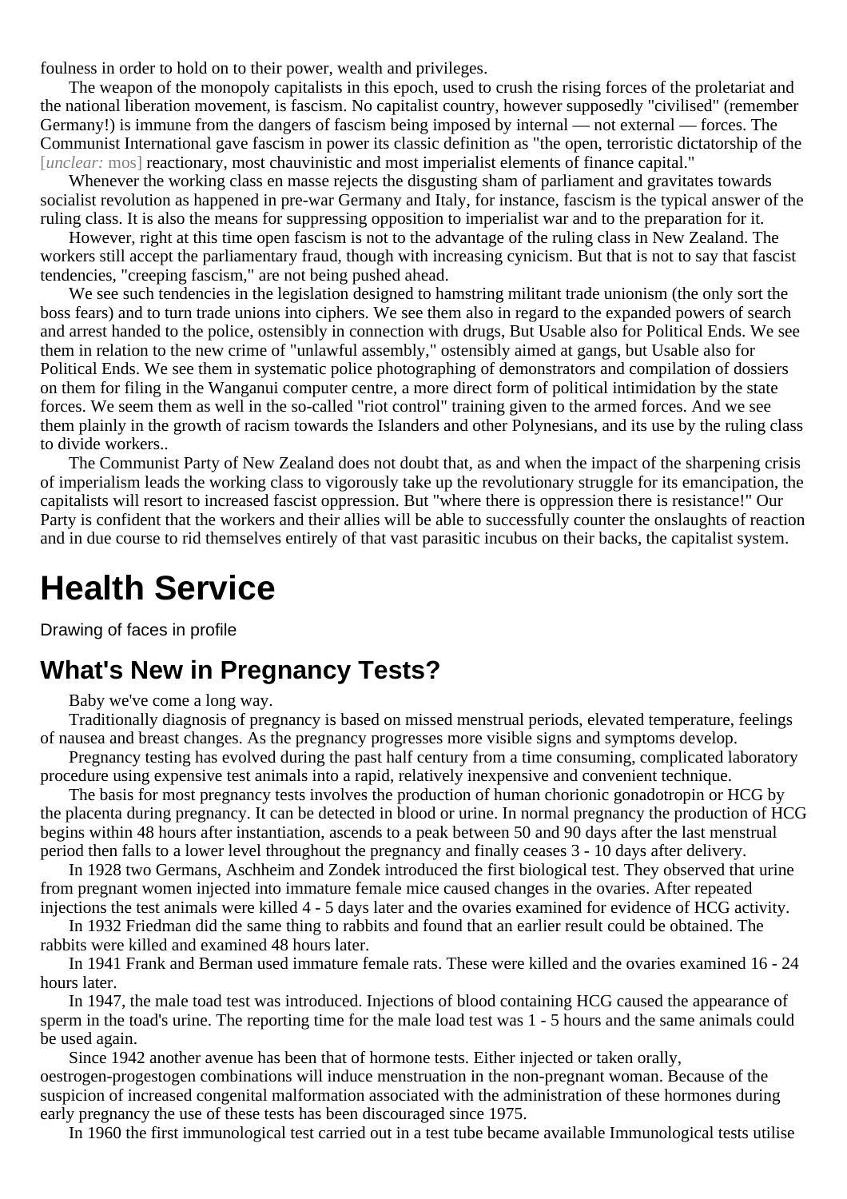foulness in order to hold on to their power, wealth and privileges.

The weapon of the monopoly capitalists in this epoch, used to crush the rising forces of the proletariat and the national liberation movement, is fascism. No capitalist country, however supposedly "civilised" (remember Germany!) is immune from the dangers of fascism being imposed by internal — not external — forces. The Communist International gave fascism in power its classic definition as "the open, terroristic dictatorship of the [*unclear:* mos] reactionary, most chauvinistic and most imperialist elements of finance capital."

Whenever the working class en masse rejects the disgusting sham of parliament and gravitates towards socialist revolution as happened in pre-war Germany and Italy, for instance, fascism is the typical answer of the ruling class. It is also the means for suppressing opposition to imperialist war and to the preparation for it.

However, right at this time open fascism is not to the advantage of the ruling class in New Zealand. The workers still accept the parliamentary fraud, though with increasing cynicism. But that is not to say that fascist tendencies, "creeping fascism," are not being pushed ahead.

We see such tendencies in the legislation designed to hamstring militant trade unionism (the only sort the boss fears) and to turn trade unions into ciphers. We see them also in regard to the expanded powers of search and arrest handed to the police, ostensibly in connection with drugs, But Usable also for Political Ends. We see them in relation to the new crime of "unlawful assembly," ostensibly aimed at gangs, but Usable also for Political Ends. We see them in systematic police photographing of demonstrators and compilation of dossiers on them for filing in the Wanganui computer centre, a more direct form of political intimidation by the state forces. We seem them as well in the so-called "riot control" training given to the armed forces. And we see them plainly in the growth of racism towards the Islanders and other Polynesians, and its use by the ruling class to divide workers..

The Communist Party of New Zealand does not doubt that, as and when the impact of the sharpening crisis of imperialism leads the working class to vigorously take up the revolutionary struggle for its emancipation, the capitalists will resort to increased fascist oppression. But "where there is oppression there is resistance!" Our Party is confident that the workers and their allies will be able to successfully counter the onslaughts of reaction and in due course to rid themselves entirely of that vast parasitic incubus on their backs, the capitalist system.

# Health Service

Drawing of faces in profile

## What's New in Pregnancy Tests?

Baby we've come a long way.

Traditionally diagnosis of pregnancy is based on missed menstrual periods, elevated temperature, feelings of nausea and breast changes. As the pregnancy progresses more visible signs and symptoms develop.

Pregnancy testing has evolved during the past half century from a time consuming, complicated laboratory procedure using expensive test animals into a rapid, relatively inexpensive and convenient technique.

The basis for most pregnancy tests involves the production of human chorionic gonadotropin or HCG by the placenta during pregnancy. It can be detected in blood or urine. In normal pregnancy the production of HCG begins within 48 hours after instantiation, ascends to a peak between 50 and 90 days after the last menstrual period then falls to a lower level throughout the pregnancy and finally ceases 3 - 10 days after delivery.

In 1928 two Germans, Aschheim and Zondek introduced the first biological test. They observed that urine from pregnant women injected into immature female mice caused changes in the ovaries. After repeated injections the test animals were killed 4 - 5 days later and the ovaries examined for evidence of HCG activity.

In 1932 Friedman did the same thing to rabbits and found that an earlier result could be obtained. The rabbits were killed and examined 48 hours later.

In 1941 Frank and Berman used immature female rats. These were killed and the ovaries examined 16 - 24 hours later.

In 1947, the male toad test was introduced. Injections of blood containing HCG caused the appearance of sperm in the toad's urine. The reporting time for the male load test was 1 - 5 hours and the same animals could be used again.

Since 1942 another avenue has been that of hormone tests. Either injected or taken orally, oestrogen-progestogen combinations will induce menstruation in the non-pregnant woman. Because of the suspicion of increased congenital malformation associated with the administration of these hormones during early pregnancy the use of these tests has been discouraged since 1975.

In 1960 the first immunological test carried out in a test tube became available Immunological tests utilise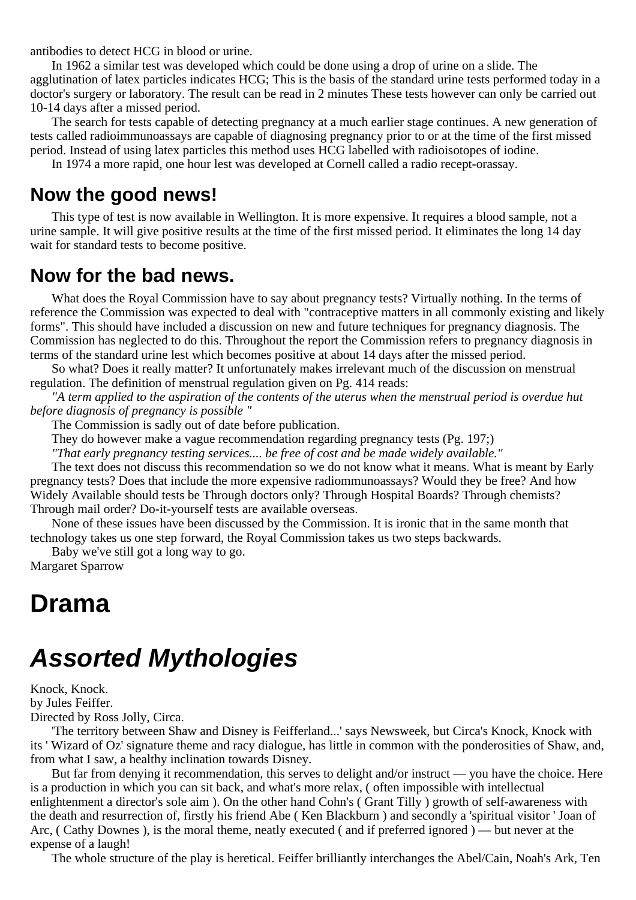antibodies to detect HCG in blood or urine.

In 1962 a similar test was developed which could be done using a drop of urine on a slide. The agglutination of latex particles indicates HCG; This is the basis of the standard urine tests performed today in a doctor's surgery or laboratory. The result can be read in 2 minutes These tests however can only be carried out 10-14 days after a missed period.

The search for tests capable of detecting pregnancy at a much earlier stage continues. A new generation of tests called radioimmunoassays are capable of diagnosing pregnancy prior to or at the time of the first missed period. Instead of using latex particles this method uses HCG labelled with radioisotopes of iodine.

In 1974 a more rapid, one hour lest was developed at Cornell called a radio recept-orassay.

## Now the good news!

This type of test is now available in Wellington. It is more expensive. It requires a blood sample, not a urine sample. It will give positive results at the time of the first missed period. It eliminates the long 14 day wait for standard tests to become positive.

## Now for the bad news.

What does the Royal Commission have to say about pregnancy tests? Virtually nothing. In the terms of reference the Commission was expected to deal with "contraceptive matters in all commonly existing and likely forms". This should have included a discussion on new and future techniques for pregnancy diagnosis. The Commission has neglected to do this. Throughout the report the Commission refers to pregnancy diagnosis in terms of the standard urine lest which becomes positive at about 14 days after the missed period.

So what? Does it really matter? It unfortunately makes irrelevant much of the discussion on menstrual regulation. The definition of menstrual regulation given on Pg. 414 reads:

*"A term applied to the aspiration of the contents of the uterus when the menstrual period is overdue hut before diagnosis of pregnancy is possible "*

The Commission is sadly out of date before publication.

They do however make a vague recommendation regarding pregnancy tests (Pg. 197;)

*"That early pregnancy testing services.... be free of cost and be made widely available."*

The text does not discuss this recommendation so we do not know what it means. What is meant by Early pregnancy tests? Does that include the more expensive radiommunoassays? Would they be free? And how Widely Available should tests be Through doctors only? Through Hospital Boards? Through chemists? Through mail order? Do-it-yourself tests are available overseas.

None of these issues have been discussed by the Commission. It is ironic that in the same month that technology takes us one step forward, the Royal Commission takes us two steps backwards.

Baby we've still got a long way to go.

Margaret Sparrow

# Drama

# *Assorted Mythologies*

Knock, Knock.

by Jules Feiffer.

Directed by Ross Jolly, Circa.

'The territory between Shaw and Disney is Feifferland...' says Newsweek, but Circa's Knock, Knock with its ' Wizard of Oz' signature theme and racy dialogue, has little in common with the ponderosities of Shaw, and, from what I saw, a healthy inclination towards Disney.

But far from denying it recommendation, this serves to delight and/or instruct — you have the choice. Here is a production in which you can sit back, and what's more relax, ( often impossible with intellectual enlightenment a director's sole aim ). On the other hand Cohn's ( Grant Tilly ) growth of self-awareness with the death and resurrection of, firstly his friend Abe ( Ken Blackburn ) and secondly a 'spiritual visitor ' Joan of Arc, ( Cathy Downes ), is the moral theme, neatly executed ( and if preferred ignored ) — but never at the expense of a laugh!

The whole structure of the play is heretical. Feiffer brilliantly interchanges the Abel/Cain, Noah's Ark, Ten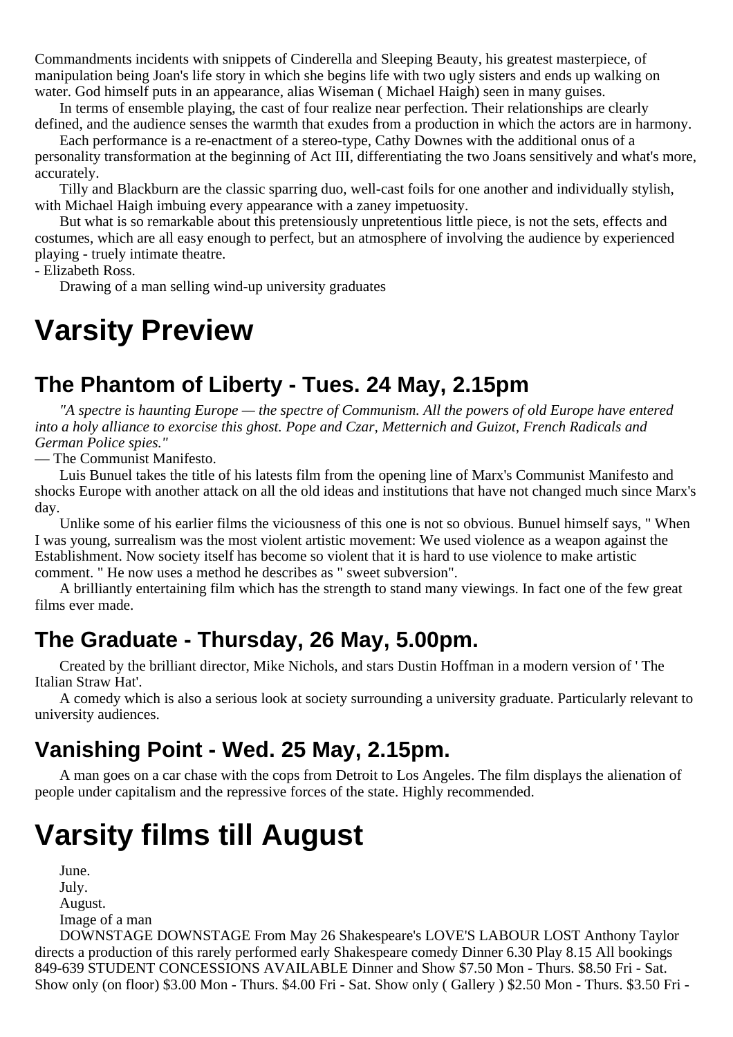Commandments incidents with snippets of Cinderella and Sleeping Beauty, his greatest masterpiece, of manipulation being Joan's life story in which she begins life with two ugly sisters and ends up walking on water. God himself puts in an appearance, alias Wiseman ( Michael Haigh) seen in many guises.

In terms of ensemble playing, the cast of four realize near perfection. Their relationships are clearly defined, and the audience senses the warmth that exudes from a production in which the actors are in harmony.

Each performance is a re-enactment of a stereo-type, Cathy Downes with the additional onus of a personality transformation at the beginning of Act III, differentiating the two Joans sensitively and what's more, accurately.

Tilly and Blackburn are the classic sparring duo, well-cast foils for one another and individually stylish, with Michael Haigh imbuing every appearance with a zaney impetuosity.

But what is so remarkable about this pretensiously unpretentious little piece, is not the sets, effects and costumes, which are all easy enough to perfect, but an atmosphere of involving the audience by experienced playing - truely intimate theatre.

- Elizabeth Ross.

Drawing of a man selling wind-up university graduates

# Varsity Preview

## The Phantom of Liberty - Tues. 24 May, 2.15pm

*"A spectre is haunting Europe — the spectre of Communism. All the powers of old Europe have entered into a holy alliance to exorcise this ghost. Pope and Czar, Metternich and Guizot, French Radicals and German Police spies."*

— The Communist Manifesto.

Luis Bunuel takes the title of his latests film from the opening line of Marx's Communist Manifesto and shocks Europe with another attack on all the old ideas and institutions that have not changed much since Marx's day.

Unlike some of his earlier films the viciousness of this one is not so obvious. Bunuel himself says, " When I was young, surrealism was the most violent artistic movement: We used violence as a weapon against the Establishment. Now society itself has become so violent that it is hard to use violence to make artistic comment. " He now uses a method he describes as " sweet subversion".

A brilliantly entertaining film which has the strength to stand many viewings. In fact one of the few great films ever made.

## The Graduate - Thursday, 26 May, 5.00pm.

Created by the brilliant director, Mike Nichols, and stars Dustin Hoffman in a modern version of ' The Italian Straw Hat'.

A comedy which is also a serious look at society surrounding a university graduate. Particularly relevant to university audiences.

## Vanishing Point - Wed. 25 May, 2.15pm.

A man goes on a car chase with the cops from Detroit to Los Angeles. The film displays the alienation of people under capitalism and the repressive forces of the state. Highly recommended.

# Varsity films till August

June.

July.

August.

Image of a man

DOWNSTAGE DOWNSTAGE From May 26 Shakespeare's LOVE'S LABOUR LOST Anthony Taylor directs a production of this rarely performed early Shakespeare comedy Dinner 6.30 Play 8.15 All bookings 849-639 STUDENT CONCESSIONS AVAILABLE Dinner and Show $7.50 Mon - Thurs. $8.50 Fri - Sat. Show only (on floor) $3.00 Mon - Thurs. $4.00 Fri - Sat. Show only ( Gallery ) $2.50 Mon - Thurs. $3.50 Fri -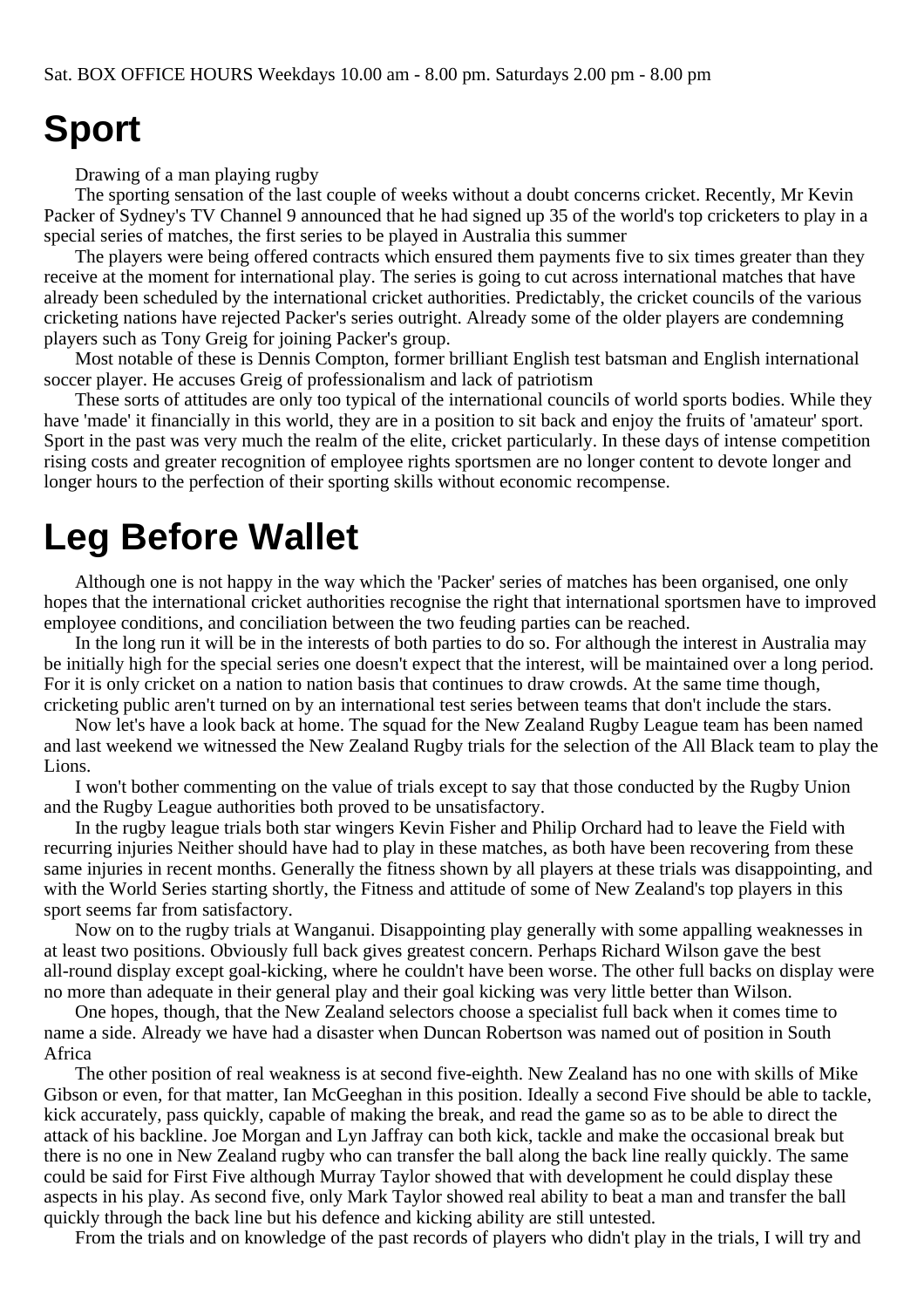Sat. BOX OFFICE HOURS Weekdays 10.00 am - 8.00 pm. Saturdays 2.00 pm - 8.00 pm

# Sport

Drawing of a man playing rugby

The sporting sensation of the last couple of weeks without a doubt concerns cricket. Recently, Mr Kevin Packer of Sydney's TV Channel 9 announced that he had signed up 35 of the world's top cricketers to play in a special series of matches, the first series to be played in Australia this summer

The players were being offered contracts which ensured them payments five to six times greater than they receive at the moment for international play. The series is going to cut across international matches that have already been scheduled by the international cricket authorities. Predictably, the cricket councils of the various cricketing nations have rejected Packer's series outright. Already some of the older players are condemning players such as Tony Greig for joining Packer's group.

Most notable of these is Dennis Compton, former brilliant English test batsman and English international soccer player. He accuses Greig of professionalism and lack of patriotism

These sorts of attitudes are only too typical of the international councils of world sports bodies. While they have 'made' it financially in this world, they are in a position to sit back and enjoy the fruits of 'amateur' sport. Sport in the past was very much the realm of the elite, cricket particularly. In these days of intense competition rising costs and greater recognition of employee rights sportsmen are no longer content to devote longer and longer hours to the perfection of their sporting skills without economic recompense.

# Leg Before Wallet

Although one is not happy in the way which the 'Packer' series of matches has been organised, one only hopes that the international cricket authorities recognise the right that international sportsmen have to improved employee conditions, and conciliation between the two feuding parties can be reached.

In the long run it will be in the interests of both parties to do so. For although the interest in Australia may be initially high for the special series one doesn't expect that the interest, will be maintained over a long period. For it is only cricket on a nation to nation basis that continues to draw crowds. At the same time though, cricketing public aren't turned on by an international test series between teams that don't include the stars.

Now let's have a look back at home. The squad for the New Zealand Rugby League team has been named and last weekend we witnessed the New Zealand Rugby trials for the selection of the All Black team to play the Lions.

I won't bother commenting on the value of trials except to say that those conducted by the Rugby Union and the Rugby League authorities both proved to be unsatisfactory.

In the rugby league trials both star wingers Kevin Fisher and Philip Orchard had to leave the Field with recurring injuries Neither should have had to play in these matches, as both have been recovering from these same injuries in recent months. Generally the fitness shown by all players at these trials was disappointing, and with the World Series starting shortly, the Fitness and attitude of some of New Zealand's top players in this sport seems far from satisfactory.

Now on to the rugby trials at Wanganui. Disappointing play generally with some appalling weaknesses in at least two positions. Obviously full back gives greatest concern. Perhaps Richard Wilson gave the best all-round display except goal-kicking, where he couldn't have been worse. The other full backs on display were no more than adequate in their general play and their goal kicking was very little better than Wilson.

One hopes, though, that the New Zealand selectors choose a specialist full back when it comes time to name a side. Already we have had a disaster when Duncan Robertson was named out of position in South Africa

The other position of real weakness is at second five-eighth. New Zealand has no one with skills of Mike Gibson or even, for that matter, Ian McGeeghan in this position. Ideally a second Five should be able to tackle, kick accurately, pass quickly, capable of making the break, and read the game so as to be able to direct the attack of his backline. Joe Morgan and Lyn Jaffray can both kick, tackle and make the occasional break but there is no one in New Zealand rugby who can transfer the ball along the back line really quickly. The same could be said for First Five although Murray Taylor showed that with development he could display these aspects in his play. As second five, only Mark Taylor showed real ability to beat a man and transfer the ball quickly through the back line but his defence and kicking ability are still untested.

From the trials and on knowledge of the past records of players who didn't play in the trials, I will try and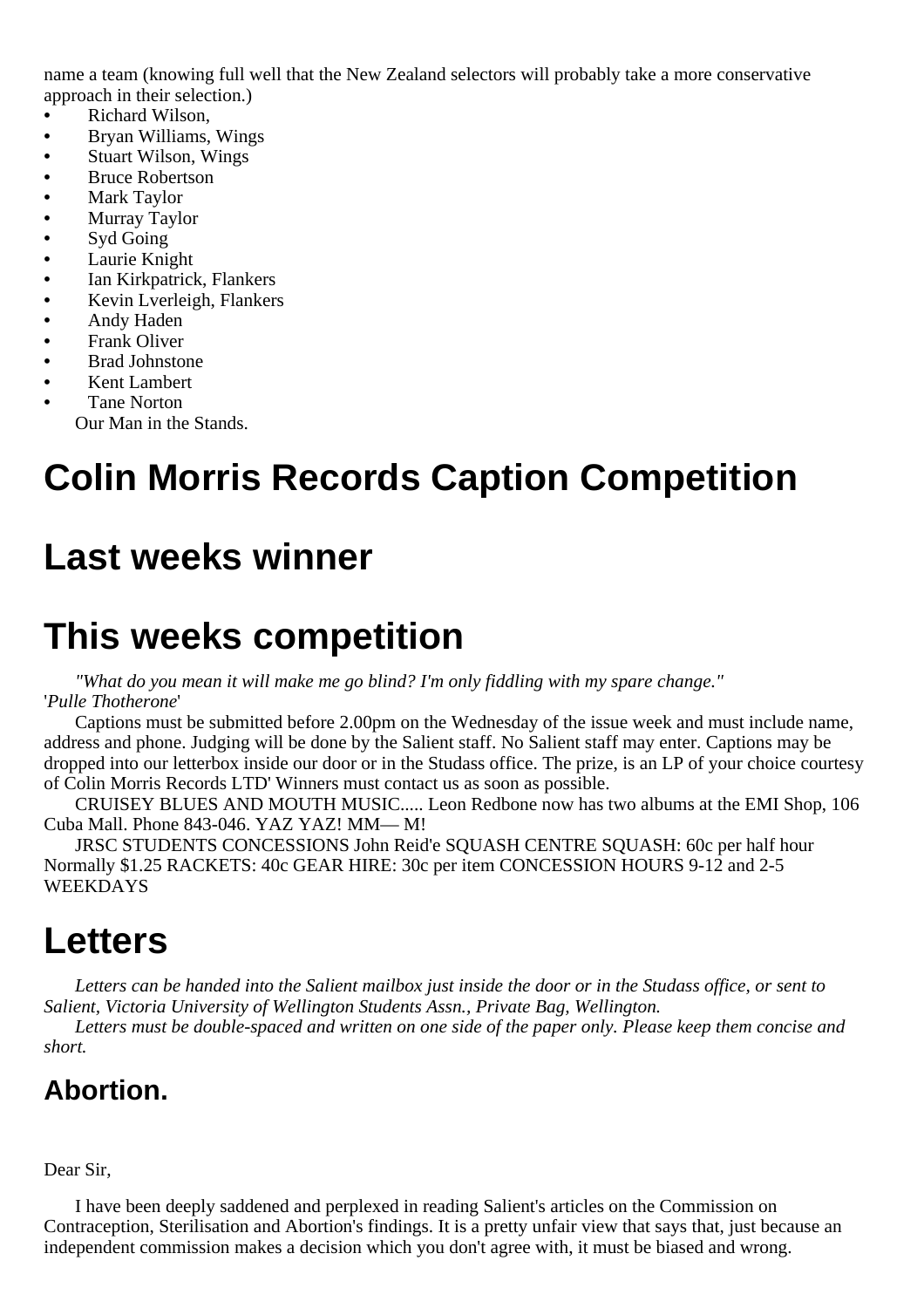name a team (knowing full well that the New Zealand selectors will probably take a more conservative approach in their selection.)

- Richard Wilson,
- Bryan Williams, Wings
- Stuart Wilson, Wings
- Bruce Robertson
- Mark Taylor
- Murray Taylor
- Syd Going
- Laurie Knight
- Ian Kirkpatrick, Flankers
- Kevin Lverleigh, Flankers
- Andy Haden
- Frank Oliver
- Brad Johnstone
- Kent Lambert
- Tane Norton

Our Man in the Stands.

# Colin Morris Records Caption Competition

# Last weeks winner

# This weeks competition

*"What do you mean it will make me go blind? I'm only fiddling with my spare change."*
'*Pulle Thotherone*'

Captions must be submitted before 2.00pm on the Wednesday of the issue week and must include name, address and phone. Judging will be done by the Salient staff. No Salient staff may enter. Captions may be dropped into our letterbox inside our door or in the Studass office. The prize, is an LP of your choice courtesy of Colin Morris Records LTD' Winners must contact us as soon as possible.

CRUISEY BLUES AND MOUTH MUSIC..... Leon Redbone now has two albums at the EMI Shop, 106 Cuba Mall. Phone 843-046. YAZ YAZ! MM— M!

JRSC STUDENTS CONCESSIONS John Reid'e SQUASH CENTRE SQUASH: 60c per half hour Normally $1.25 RACKETS: 40c GEAR HIRE: 30c per item CONCESSION HOURS 9-12 and 2-5 WEEKDAYS

# Letters

*Letters can be handed into the Salient mailbox just inside the door or in the Studass office, or sent to Salient, Victoria University of Wellington Students Assn., Private Bag, Wellington.*

*Letters must be double-spaced and written on one side of the paper only. Please keep them concise and short.*

## Abortion.

Dear Sir,

I have been deeply saddened and perplexed in reading Salient's articles on the Commission on Contraception, Sterilisation and Abortion's findings. It is a pretty unfair view that says that, just because an independent commission makes a decision which you don't agree with, it must be biased and wrong.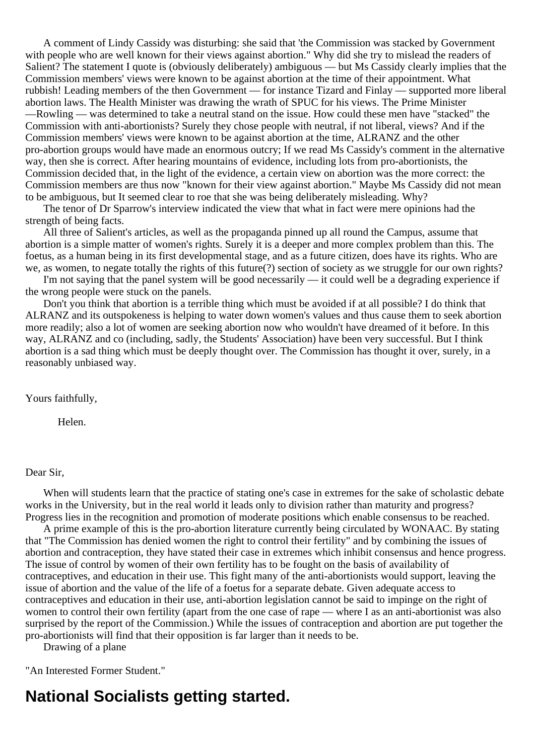A comment of Lindy Cassidy was disturbing: she said that 'the Commission was stacked by Government with people who are well known for their views against abortion." Why did she try to mislead the readers of Salient? The statement I quote is (obviously deliberately) ambiguous — but Ms Cassidy clearly implies that the Commission members' views were known to be against abortion at the time of their appointment. What rubbish! Leading members of the then Government — for instance Tizard and Finlay — supported more liberal abortion laws. The Health Minister was drawing the wrath of SPUC for his views. The Prime Minister —Rowling — was determined to take a neutral stand on the issue. How could these men have "stacked" the Commission with anti-abortionists? Surely they chose people with neutral, if not liberal, views? And if the Commission members' views were known to be against abortion at the time, ALRANZ and the other pro-abortion groups would have made an enormous outcry; If we read Ms Cassidy's comment in the alternative way, then she is correct. After hearing mountains of evidence, including lots from pro-abortionists, the Commission decided that, in the light of the evidence, a certain view on abortion was the more correct: the Commission members are thus now "known for their view against abortion." Maybe Ms Cassidy did not mean to be ambiguous, but It seemed clear to roe that she was being deliberately misleading. Why?

The tenor of Dr Sparrow's interview indicated the view that what in fact were mere opinions had the strength of being facts.

All three of Salient's articles, as well as the propaganda pinned up all round the Campus, assume that abortion is a simple matter of women's rights. Surely it is a deeper and more complex problem than this. The foetus, as a human being in its first developmental stage, and as a future citizen, does have its rights. Who are we, as women, to negate totally the rights of this future(?) section of society as we struggle for our own rights?

I'm not saying that the panel system will be good necessarily — it could well be a degrading experience if the wrong people were stuck on the panels.

Don't you think that abortion is a terrible thing which must be avoided if at all possible? I do think that ALRANZ and its outspokeness is helping to water down women's values and thus cause them to seek abortion more readily; also a lot of women are seeking abortion now who wouldn't have dreamed of it before. In this way, ALRANZ and co (including, sadly, the Students' Association) have been very successful. But I think abortion is a sad thing which must be deeply thought over. The Commission has thought it over, surely, in a reasonably unbiased way.

Yours faithfully,

Helen.

Dear Sir,

When will students learn that the practice of stating one's case in extremes for the sake of scholastic debate works in the University, but in the real world it leads only to division rather than maturity and progress? Progress lies in the recognition and promotion of moderate positions which enable consensus to be reached.

A prime example of this is the pro-abortion literature currently being circulated by WONAAC. By stating that "The Commission has denied women the right to control their fertility" and by combining the issues of abortion and contraception, they have stated their case in extremes which inhibit consensus and hence progress. The issue of control by women of their own fertility has to be fought on the basis of availability of contraceptives, and education in their use. This fight many of the anti-abortionists would support, leaving the issue of abortion and the value of the life of a foetus for a separate debate. Given adequate access to contraceptives and education in their use, anti-abortion legislation cannot be said to impinge on the right of women to control their own fertility (apart from the one case of rape — where I as an anti-abortionist was also surprised by the report of the Commission.) While the issues of contraception and abortion are put together the pro-abortionists will find that their opposition is far larger than it needs to be.

Drawing of a plane

"An Interested Former Student."

## National Socialists getting started.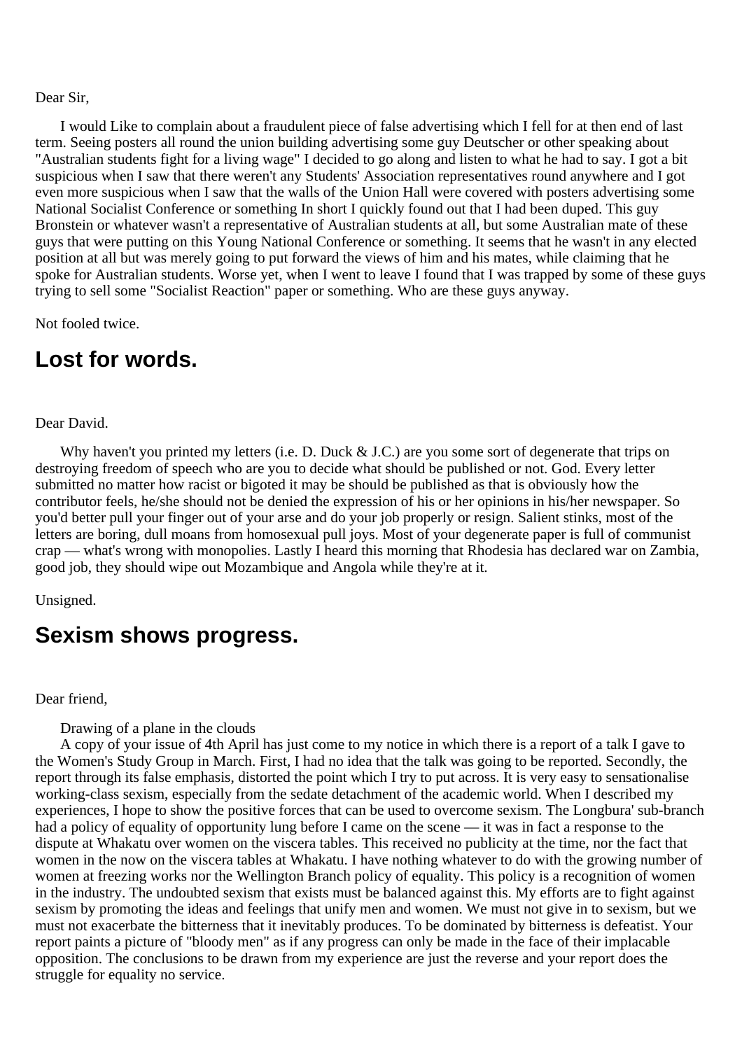Dear Sir,

I would Like to complain about a fraudulent piece of false advertising which I fell for at then end of last term. Seeing posters all round the union building advertising some guy Deutscher or other speaking about "Australian students fight for a living wage" I decided to go along and listen to what he had to say. I got a bit suspicious when I saw that there weren't any Students' Association representatives round anywhere and I got even more suspicious when I saw that the walls of the Union Hall were covered with posters advertising some National Socialist Conference or something In short I quickly found out that I had been duped. This guy Bronstein or whatever wasn't a representative of Australian students at all, but some Australian mate of these guys that were putting on this Young National Conference or something. It seems that he wasn't in any elected position at all but was merely going to put forward the views of him and his mates, while claiming that he spoke for Australian students. Worse yet, when I went to leave I found that I was trapped by some of these guys trying to sell some "Socialist Reaction" paper or something. Who are these guys anyway.

Not fooled twice.

## Lost for words.

Dear David.

Why haven't you printed my letters (i.e. D. Duck & J.C.) are you some sort of degenerate that trips on destroying freedom of speech who are you to decide what should be published or not. God. Every letter submitted no matter how racist or bigoted it may be should be published as that is obviously how the contributor feels, he/she should not be denied the expression of his or her opinions in his/her newspaper. So you'd better pull your finger out of your arse and do your job properly or resign. Salient stinks, most of the letters are boring, dull moans from homosexual pull joys. Most of your degenerate paper is full of communist crap — what's wrong with monopolies. Lastly I heard this morning that Rhodesia has declared war on Zambia, good job, they should wipe out Mozambique and Angola while they're at it.

Unsigned.

## Sexism shows progress.

Dear friend,

Drawing of a plane in the clouds

A copy of your issue of 4th April has just come to my notice in which there is a report of a talk I gave to the Women's Study Group in March. First, I had no idea that the talk was going to be reported. Secondly, the report through its false emphasis, distorted the point which I try to put across. It is very easy to sensationalise working-class sexism, especially from the sedate detachment of the academic world. When I described my experiences, I hope to show the positive forces that can be used to overcome sexism. The Longbura' sub-branch had a policy of equality of opportunity lung before I came on the scene — it was in fact a response to the dispute at Whakatu over women on the viscera tables. This received no publicity at the time, nor the fact that women in the now on the viscera tables at Whakatu. I have nothing whatever to do with the growing number of women at freezing works nor the Wellington Branch policy of equality. This policy is a recognition of women in the industry. The undoubted sexism that exists must be balanced against this. My efforts are to fight against sexism by promoting the ideas and feelings that unify men and women. We must not give in to sexism, but we must not exacerbate the bitterness that it inevitably produces. To be dominated by bitterness is defeatist. Your report paints a picture of "bloody men" as if any progress can only be made in the face of their implacable opposition. The conclusions to be drawn from my experience are just the reverse and your report does the struggle for equality no service.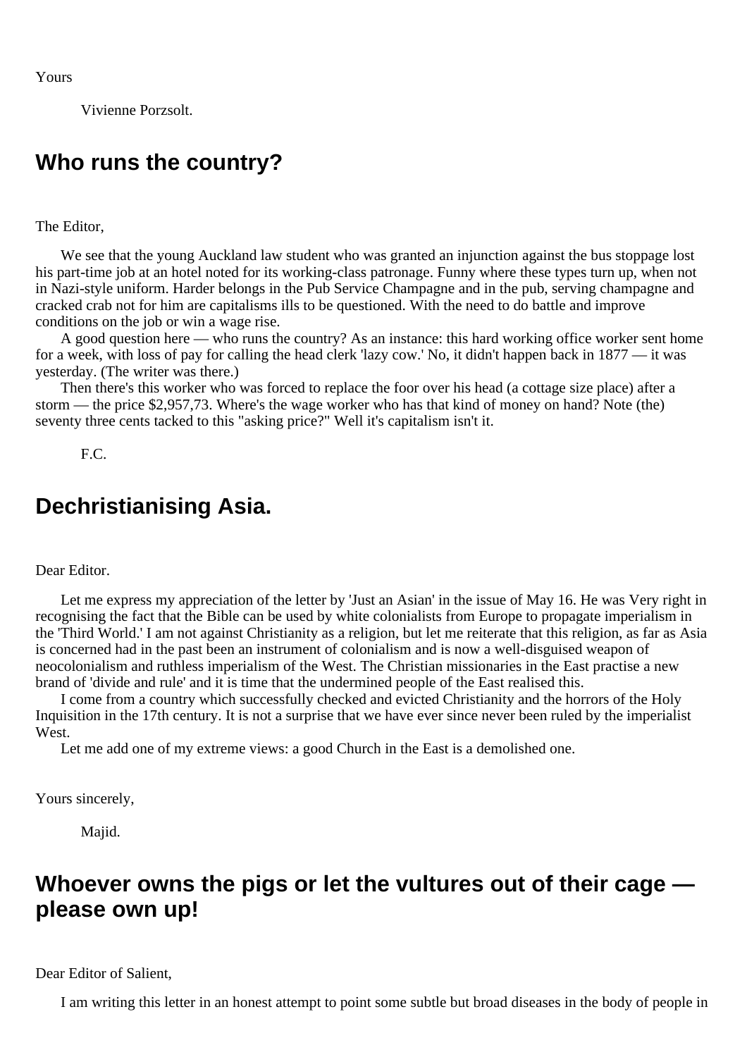Yours

Vivienne Porzsolt.

## Who runs the country?

The Editor,

We see that the young Auckland law student who was granted an injunction against the bus stoppage lost his part-time job at an hotel noted for its working-class patronage. Funny where these types turn up, when not in Nazi-style uniform. Harder belongs in the Pub Service Champagne and in the pub, serving champagne and cracked crab not for him are capitalisms ills to be questioned. With the need to do battle and improve conditions on the job or win a wage rise.

A good question here — who runs the country? As an instance: this hard working office worker sent home for a week, with loss of pay for calling the head clerk 'lazy cow.' No, it didn't happen back in 1877 — it was yesterday. (The writer was there.)

Then there's this worker who was forced to replace the foor over his head (a cottage size place) after a storm — the price $2,957,73. Where's the wage worker who has that kind of money on hand? Note (the) seventy three cents tacked to this "asking price?" Well it's capitalism isn't it.

F.C.

## Dechristianising Asia.

Dear Editor.

Let me express my appreciation of the letter by 'Just an Asian' in the issue of May 16. He was Very right in recognising the fact that the Bible can be used by white colonialists from Europe to propagate imperialism in the 'Third World.' I am not against Christianity as a religion, but let me reiterate that this religion, as far as Asia is concerned had in the past been an instrument of colonialism and is now a well-disguised weapon of neocolonialism and ruthless imperialism of the West. The Christian missionaries in the East practise a new brand of 'divide and rule' and it is time that the undermined people of the East realised this.

I come from a country which successfully checked and evicted Christianity and the horrors of the Holy Inquisition in the 17th century. It is not a surprise that we have ever since never been ruled by the imperialist West.

Let me add one of my extreme views: a good Church in the East is a demolished one.

Yours sincerely,

Majid.

## Whoever owns the pigs or let the vultures out of their cage — please own up!

Dear Editor of Salient,

I am writing this letter in an honest attempt to point some subtle but broad diseases in the body of people in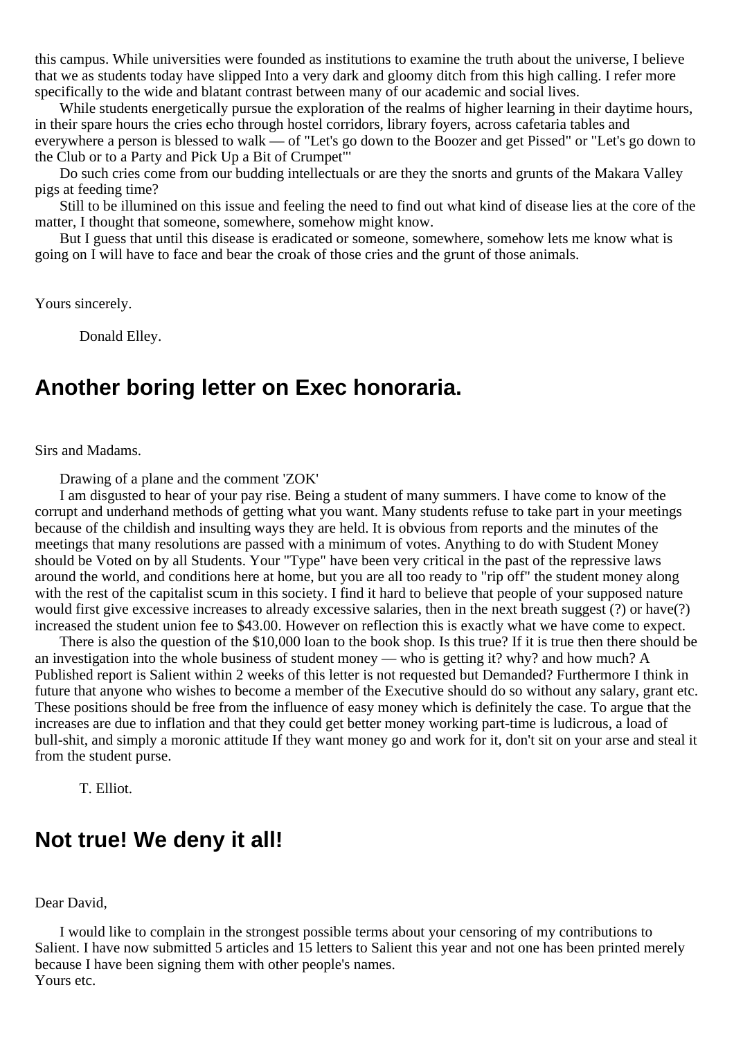this campus. While universities were founded as institutions to examine the truth about the universe, I believe that we as students today have slipped Into a very dark and gloomy ditch from this high calling. I refer more specifically to the wide and blatant contrast between many of our academic and social lives.

While students energetically pursue the exploration of the realms of higher learning in their daytime hours, in their spare hours the cries echo through hostel corridors, library foyers, across cafetaria tables and everywhere a person is blessed to walk — of "Let's go down to the Boozer and get Pissed" or "Let's go down to the Club or to a Party and Pick Up a Bit of Crumpet"'

Do such cries come from our budding intellectuals or are they the snorts and grunts of the Makara Valley pigs at feeding time?

Still to be illumined on this issue and feeling the need to find out what kind of disease lies at the core of the matter, I thought that someone, somewhere, somehow might know.

But I guess that until this disease is eradicated or someone, somewhere, somehow lets me know what is going on I will have to face and bear the croak of those cries and the grunt of those animals.

Yours sincerely.

Donald Elley.

## Another boring letter on Exec honoraria.

Sirs and Madams.

Drawing of a plane and the comment 'ZOK'

I am disgusted to hear of your pay rise. Being a student of many summers. I have come to know of the corrupt and underhand methods of getting what you want. Many students refuse to take part in your meetings because of the childish and insulting ways they are held. It is obvious from reports and the minutes of the meetings that many resolutions are passed with a minimum of votes. Anything to do with Student Money should be Voted on by all Students. Your "Type" have been very critical in the past of the repressive laws around the world, and conditions here at home, but you are all too ready to "rip off" the student money along with the rest of the capitalist scum in this society. I find it hard to believe that people of your supposed nature would first give excessive increases to already excessive salaries, then in the next breath suggest (?) or have(?) increased the student union fee to $43.00. However on reflection this is exactly what we have come to expect.

There is also the question of the $10,000 loan to the book shop. Is this true? If it is true then there should be an investigation into the whole business of student money — who is getting it? why? and how much? A Published report is Salient within 2 weeks of this letter is not requested but Demanded? Furthermore I think in future that anyone who wishes to become a member of the Executive should do so without any salary, grant etc. These positions should be free from the influence of easy money which is definitely the case. To argue that the increases are due to inflation and that they could get better money working part-time is ludicrous, a load of bull-shit, and simply a moronic attitude If they want money go and work for it, don't sit on your arse and steal it from the student purse.

T. Elliot.

## Not true! We deny it all!

Dear David,

I would like to complain in the strongest possible terms about your censoring of my contributions to Salient. I have now submitted 5 articles and 15 letters to Salient this year and not one has been printed merely because I have been signing them with other people's names.

Yours etc.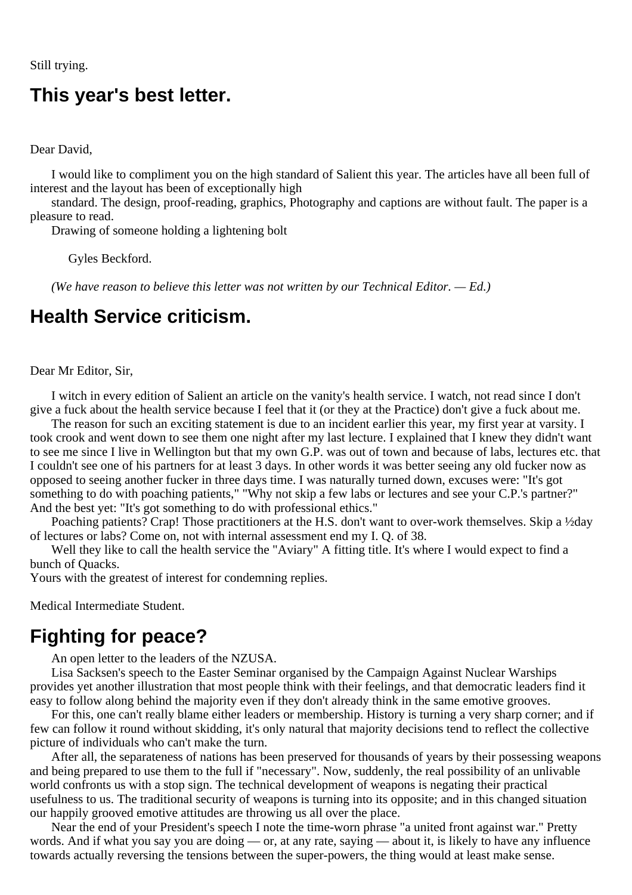Still trying.

## This year's best letter.

Dear David,

I would like to compliment you on the high standard of Salient this year. The articles have all been full of interest and the layout has been of exceptionally high

standard. The design, proof-reading, graphics, Photography and captions are without fault. The paper is a pleasure to read.

Drawing of someone holding a lightening bolt

Gyles Beckford.

*(We have reason to believe this letter was not written by our Technical Editor. — Ed.)*

## Health Service criticism.

Dear Mr Editor, Sir,

I witch in every edition of Salient an article on the vanity's health service. I watch, not read since I don't give a fuck about the health service because I feel that it (or they at the Practice) don't give a fuck about me.

The reason for such an exciting statement is due to an incident earlier this year, my first year at varsity. I took crook and went down to see them one night after my last lecture. I explained that I knew they didn't want to see me since I live in Wellington but that my own G.P. was out of town and because of labs, lectures etc. that I couldn't see one of his partners for at least 3 days. In other words it was better seeing any old fucker now as opposed to seeing another fucker in three days time. I was naturally turned down, excuses were: "It's got something to do with poaching patients," "Why not skip a few labs or lectures and see your C.P.'s partner?" And the best yet: "It's got something to do with professional ethics."

Poaching patients? Crap! Those practitioners at the H.S. don't want to over-work themselves. Skip a ½day of lectures or labs? Come on, not with internal assessment end my I. Q. of 38.

Well they like to call the health service the "Aviary" A fitting title. It's where I would expect to find a bunch of Quacks.

Yours with the greatest of interest for condemning replies.

Medical Intermediate Student.

## Fighting for peace?

An open letter to the leaders of the NZUSA.

Lisa Sacksen's speech to the Easter Seminar organised by the Campaign Against Nuclear Warships provides yet another illustration that most people think with their feelings, and that democratic leaders find it easy to follow along behind the majority even if they don't already think in the same emotive grooves.

For this, one can't really blame either leaders or membership. History is turning a very sharp corner; and if few can follow it round without skidding, it's only natural that majority decisions tend to reflect the collective picture of individuals who can't make the turn.

After all, the separateness of nations has been preserved for thousands of years by their possessing weapons and being prepared to use them to the full if "necessary". Now, suddenly, the real possibility of an unlivable world confronts us with a stop sign. The technical development of weapons is negating their practical usefulness to us. The traditional security of weapons is turning into its opposite; and in this changed situation our happily grooved emotive attitudes are throwing us all over the place.

Near the end of your President's speech I note the time-worn phrase "a united front against war." Pretty words. And if what you say you are doing — or, at any rate, saying — about it, is likely to have any influence towards actually reversing the tensions between the super-powers, the thing would at least make sense.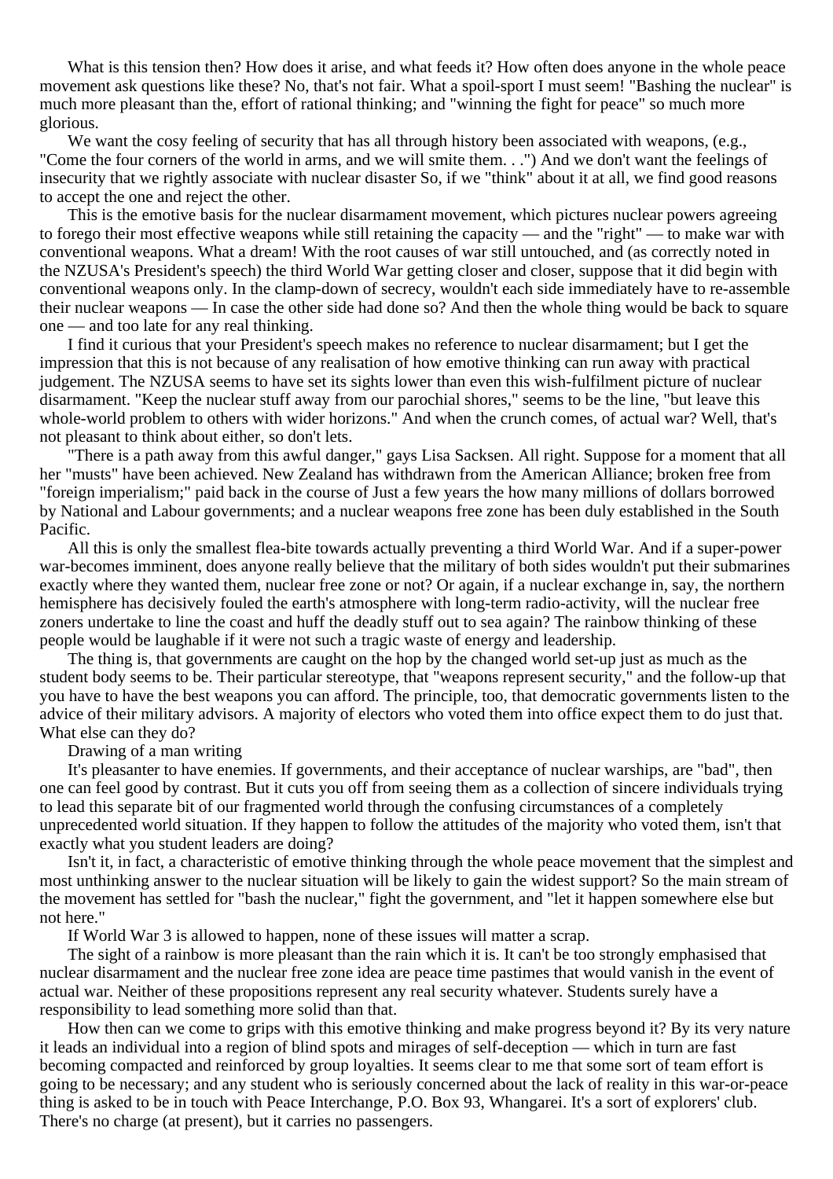What is this tension then? How does it arise, and what feeds it? How often does anyone in the whole peace movement ask questions like these? No, that's not fair. What a spoil-sport I must seem! "Bashing the nuclear" is much more pleasant than the, effort of rational thinking; and "winning the fight for peace" so much more glorious.

We want the cosy feeling of security that has all through history been associated with weapons, (e.g., "Come the four corners of the world in arms, and we will smite them. . .") And we don't want the feelings of insecurity that we rightly associate with nuclear disaster So, if we "think" about it at all, we find good reasons to accept the one and reject the other.

This is the emotive basis for the nuclear disarmament movement, which pictures nuclear powers agreeing to forego their most effective weapons while still retaining the capacity — and the "right" — to make war with conventional weapons. What a dream! With the root causes of war still untouched, and (as correctly noted in the NZUSA's President's speech) the third World War getting closer and closer, suppose that it did begin with conventional weapons only. In the clamp-down of secrecy, wouldn't each side immediately have to re-assemble their nuclear weapons — In case the other side had done so? And then the whole thing would be back to square one — and too late for any real thinking.

I find it curious that your President's speech makes no reference to nuclear disarmament; but I get the impression that this is not because of any realisation of how emotive thinking can run away with practical judgement. The NZUSA seems to have set its sights lower than even this wish-fulfilment picture of nuclear disarmament. "Keep the nuclear stuff away from our parochial shores," seems to be the line, "but leave this whole-world problem to others with wider horizons." And when the crunch comes, of actual war? Well, that's not pleasant to think about either, so don't lets.

"There is a path away from this awful danger," gays Lisa Sacksen. All right. Suppose for a moment that all her "musts" have been achieved. New Zealand has withdrawn from the American Alliance; broken free from "foreign imperialism;" paid back in the course of Just a few years the how many millions of dollars borrowed by National and Labour governments; and a nuclear weapons free zone has been duly established in the South Pacific.

All this is only the smallest flea-bite towards actually preventing a third World War. And if a super-power war-becomes imminent, does anyone really believe that the military of both sides wouldn't put their submarines exactly where they wanted them, nuclear free zone or not? Or again, if a nuclear exchange in, say, the northern hemisphere has decisively fouled the earth's atmosphere with long-term radio-activity, will the nuclear free zoners undertake to line the coast and huff the deadly stuff out to sea again? The rainbow thinking of these people would be laughable if it were not such a tragic waste of energy and leadership.

The thing is, that governments are caught on the hop by the changed world set-up just as much as the student body seems to be. Their particular stereotype, that "weapons represent security," and the follow-up that you have to have the best weapons you can afford. The principle, too, that democratic governments listen to the advice of their military advisors. A majority of electors who voted them into office expect them to do just that. What else can they do?

Drawing of a man writing

It's pleasanter to have enemies. If governments, and their acceptance of nuclear warships, are "bad", then one can feel good by contrast. But it cuts you off from seeing them as a collection of sincere individuals trying to lead this separate bit of our fragmented world through the confusing circumstances of a completely unprecedented world situation. If they happen to follow the attitudes of the majority who voted them, isn't that exactly what you student leaders are doing?

Isn't it, in fact, a characteristic of emotive thinking through the whole peace movement that the simplest and most unthinking answer to the nuclear situation will be likely to gain the widest support? So the main stream of the movement has settled for "bash the nuclear," fight the government, and "let it happen somewhere else but not here."

If World War 3 is allowed to happen, none of these issues will matter a scrap.

The sight of a rainbow is more pleasant than the rain which it is. It can't be too strongly emphasised that nuclear disarmament and the nuclear free zone idea are peace time pastimes that would vanish in the event of actual war. Neither of these propositions represent any real security whatever. Students surely have a responsibility to lead something more solid than that.

How then can we come to grips with this emotive thinking and make progress beyond it? By its very nature it leads an individual into a region of blind spots and mirages of self-deception — which in turn are fast becoming compacted and reinforced by group loyalties. It seems clear to me that some sort of team effort is going to be necessary; and any student who is seriously concerned about the lack of reality in this war-or-peace thing is asked to be in touch with Peace Interchange, P.O. Box 93, Whangarei. It's a sort of explorers' club. There's no charge (at present), but it carries no passengers.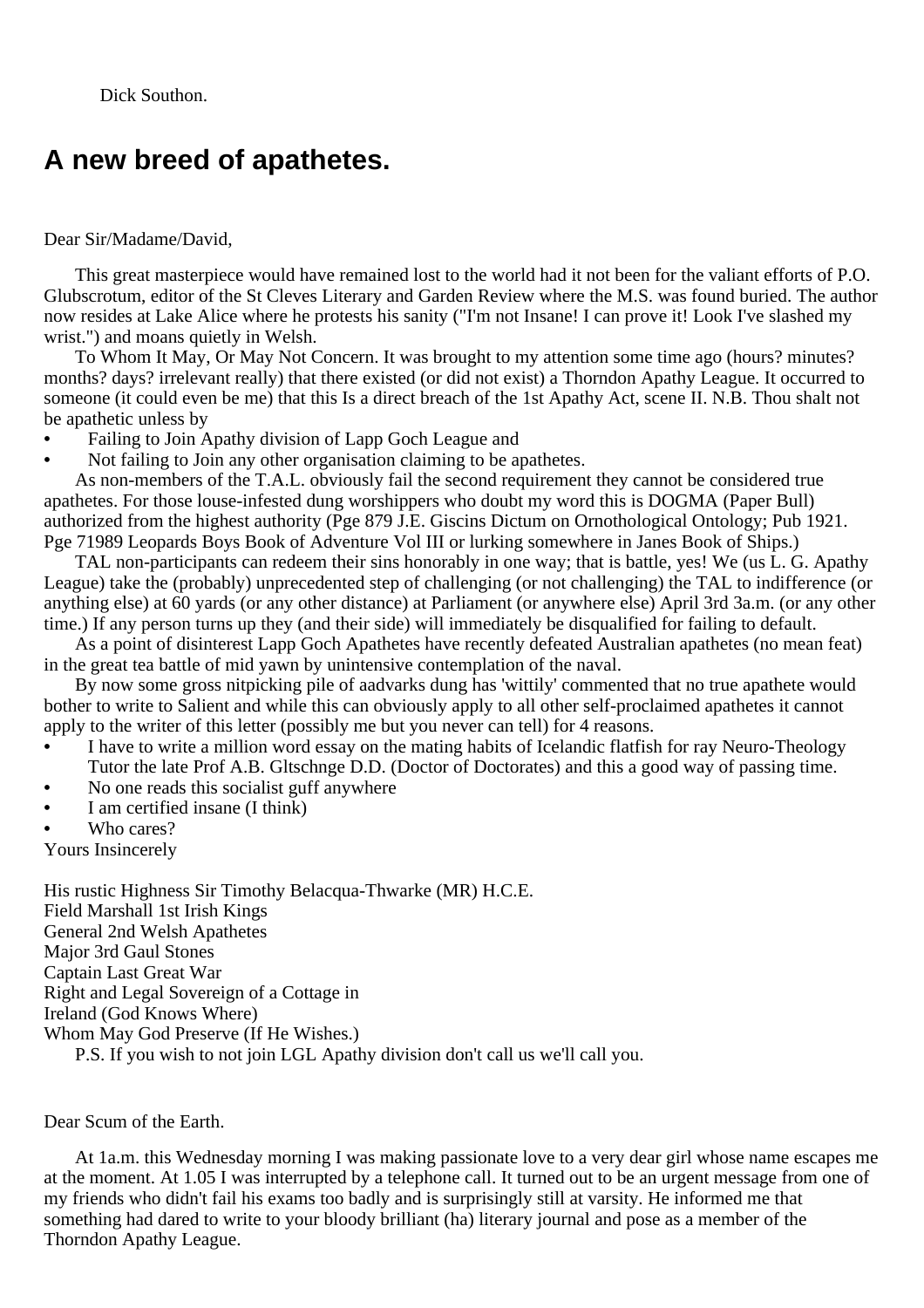Dick Southon.

## A new breed of apathetes.

Dear Sir/Madame/David,

This great masterpiece would have remained lost to the world had it not been for the valiant efforts of P.O. Glubscrotum, editor of the St Cleves Literary and Garden Review where the M.S. was found buried. The author now resides at Lake Alice where he protests his sanity ("I'm not Insane! I can prove it! Look I've slashed my wrist.") and moans quietly in Welsh.

To Whom It May, Or May Not Concern. It was brought to my attention some time ago (hours? minutes? months? days? irrelevant really) that there existed (or did not exist) a Thorndon Apathy League. It occurred to someone (it could even be me) that this Is a direct breach of the 1st Apathy Act, scene II. N.B. Thou shalt not be apathetic unless by

- Failing to Join Apathy division of Lapp Goch League and
- Not failing to Join any other organisation claiming to be apathetes.

As non-members of the T.A.L. obviously fail the second requirement they cannot be considered true apathetes. For those louse-infested dung worshippers who doubt my word this is DOGMA (Paper Bull) authorized from the highest authority (Pge 879 J.E. Giscins Dictum on Ornothological Ontology; Pub 1921. Pge 71989 Leopards Boys Book of Adventure Vol III or lurking somewhere in Janes Book of Ships.)

TAL non-participants can redeem their sins honorably in one way; that is battle, yes! We (us L. G. Apathy League) take the (probably) unprecedented step of challenging (or not challenging) the TAL to indifference (or anything else) at 60 yards (or any other distance) at Parliament (or anywhere else) April 3rd 3a.m. (or any other time.) If any person turns up they (and their side) will immediately be disqualified for failing to default.

As a point of disinterest Lapp Goch Apathetes have recently defeated Australian apathetes (no mean feat) in the great tea battle of mid yawn by unintensive contemplation of the naval.

By now some gross nitpicking pile of aadvarks dung has 'wittily' commented that no true apathete would bother to write to Salient and while this can obviously apply to all other self-proclaimed apathetes it cannot apply to the writer of this letter (possibly me but you never can tell) for 4 reasons.

- I have to write a million word essay on the mating habits of Icelandic flatfish for ray Neuro-Theology Tutor the late Prof A.B. Gltschnge D.D. (Doctor of Doctorates) and this a good way of passing time.
- No one reads this socialist guff anywhere
- I am certified insane (I think)
- Who cares?

Yours Insincerely

His rustic Highness Sir Timothy Belacqua-Thwarke (MR) H.C.E.
Field Marshall 1st Irish Kings
General 2nd Welsh Apathetes
Major 3rd Gaul Stones
Captain Last Great War
Right and Legal Sovereign of a Cottage in
Ireland (God Knows Where)
Whom May God Preserve (If He Wishes.)

P.S. If you wish to not join LGL Apathy division don't call us we'll call you.

Dear Scum of the Earth.

At 1a.m. this Wednesday morning I was making passionate love to a very dear girl whose name escapes me at the moment. At 1.05 I was interrupted by a telephone call. It turned out to be an urgent message from one of my friends who didn't fail his exams too badly and is surprisingly still at varsity. He informed me that something had dared to write to your bloody brilliant (ha) literary journal and pose as a member of the Thorndon Apathy League.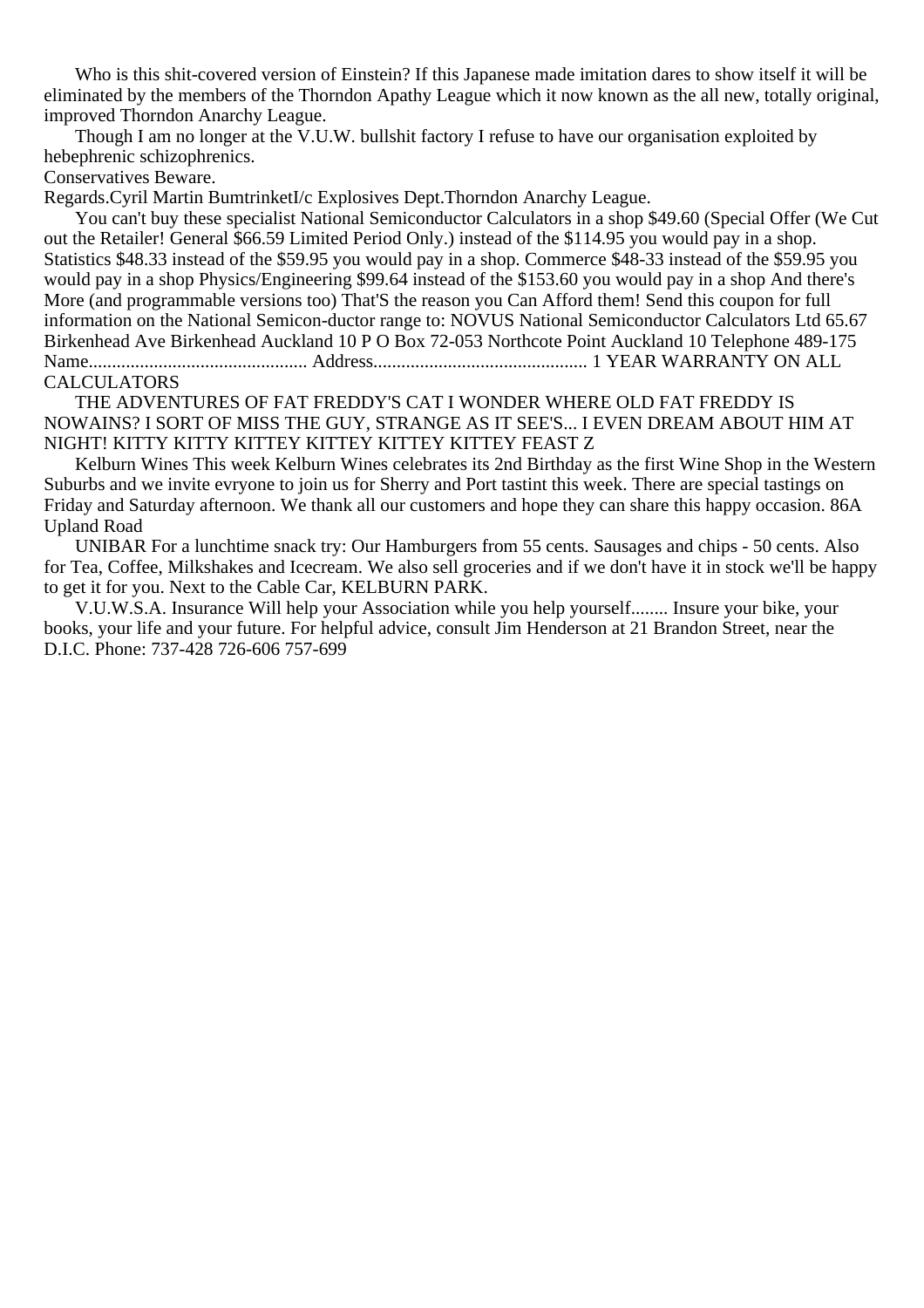Who is this shit-covered version of Einstein? If this Japanese made imitation dares to show itself it will be eliminated by the members of the Thorndon Apathy League which it now known as the all new, totally original, improved Thorndon Anarchy League.

Though I am no longer at the V.U.W. bullshit factory I refuse to have our organisation exploited by hebephrenic schizophrenics.

Conservatives Beware.

Regards.Cyril Martin BumtrinketI/c Explosives Dept.Thorndon Anarchy League.

You can't buy these specialist National Semiconductor Calculators in a shop $49.60 (Special Offer (We Cut out the Retailer! General $66.59 Limited Period Only.) instead of the $114.95 you would pay in a shop. Statistics $48.33 instead of the $59.95 you would pay in a shop. Commerce $48-33 instead of the $59.95 you would pay in a shop Physics/Engineering $99.64 instead of the $153.60 you would pay in a shop And there's More (and programmable versions too) That'S the reason you Can Afford them! Send this coupon for full information on the National Semicon-ductor range to: NOVUS National Semiconductor Calculators Ltd 65.67 Birkenhead Ave Birkenhead Auckland 10 P O Box 72-053 Northcote Point Auckland 10 Telephone 489-175 Name............................................... Address.............................................. 1 YEAR WARRANTY ON ALL CALCULATORS

THE ADVENTURES OF FAT FREDDY'S CAT I WONDER WHERE OLD FAT FREDDY IS NOWAINS? I SORT OF MISS THE GUY, STRANGE AS IT SEE'S... I EVEN DREAM ABOUT HIM AT NIGHT! KITTY KITTY KITTEY KITTEY KITTEY KITTEY FEAST Z

Kelburn Wines This week Kelburn Wines celebrates its 2nd Birthday as the first Wine Shop in the Western Suburbs and we invite evryone to join us for Sherry and Port tastint this week. There are special tastings on Friday and Saturday afternoon. We thank all our customers and hope they can share this happy occasion. 86A Upland Road

UNIBAR For a lunchtime snack try: Our Hamburgers from 55 cents. Sausages and chips - 50 cents. Also for Tea, Coffee, Milkshakes and Icecream. We also sell groceries and if we don't have it in stock we'll be happy to get it for you. Next to the Cable Car, KELBURN PARK.

V.U.W.S.A. Insurance Will help your Association while you help yourself........ Insure your bike, your books, your life and your future. For helpful advice, consult Jim Henderson at 21 Brandon Street, near the D.I.C. Phone: 737-428 726-606 757-699